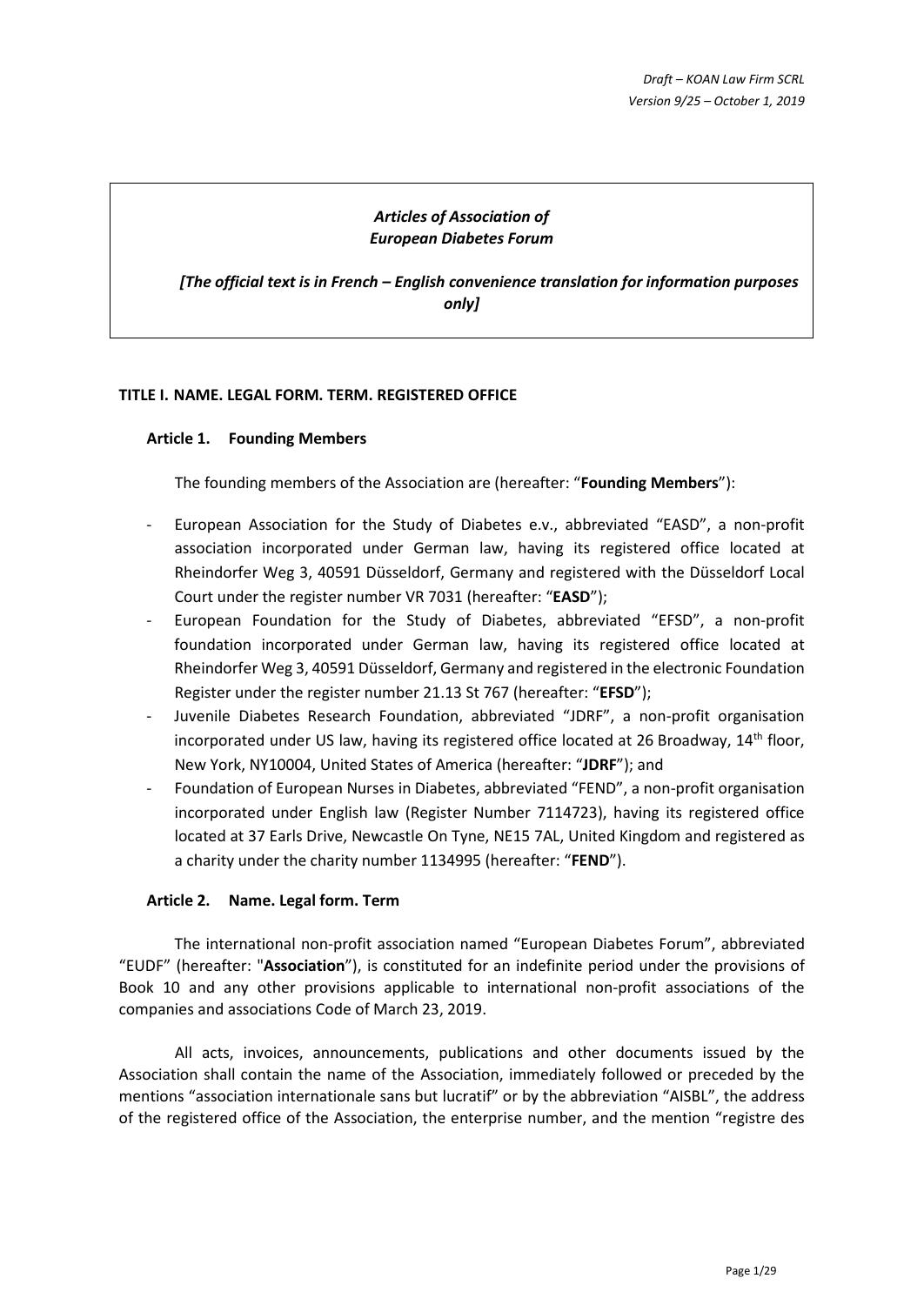*Draft – KOAN Law Firm SCRL*
*Version 9/25 – October 1, 2019*

***Articles of Association of***
***European Diabetes Forum***

***[The official text is in French – English convenience translation for information purposes only]***

## TITLE I. NAME. LEGAL FORM. TERM. REGISTERED OFFICE

### Article 1. Founding Members

The founding members of the Association are (hereafter: "**Founding Members**"):

- European Association for the Study of Diabetes e.v., abbreviated "EASD", a non-profit association incorporated under German law, having its registered office located at Rheindorfer Weg 3, 40591 Düsseldorf, Germany and registered with the Düsseldorf Local Court under the register number VR 7031 (hereafter: "**EASD**");
- European Foundation for the Study of Diabetes, abbreviated "EFSD", a non-profit foundation incorporated under German law, having its registered office located at Rheindorfer Weg 3, 40591 Düsseldorf, Germany and registered in the electronic Foundation Register under the register number 21.13 St 767 (hereafter: "**EFSD**");
- Juvenile Diabetes Research Foundation, abbreviated "JDRF", a non-profit organisation incorporated under US law, having its registered office located at 26 Broadway, 14th floor, New York, NY10004, United States of America (hereafter: "**JDRF**"); and
- Foundation of European Nurses in Diabetes, abbreviated "FEND", a non-profit organisation incorporated under English law (Register Number 7114723), having its registered office located at 37 Earls Drive, Newcastle On Tyne, NE15 7AL, United Kingdom and registered as a charity under the charity number 1134995 (hereafter: "**FEND**").

### Article 2. Name. Legal form. Term

The international non-profit association named "European Diabetes Forum", abbreviated "EUDF" (hereafter: "**Association**"), is constituted for an indefinite period under the provisions of Book 10 and any other provisions applicable to international non-profit associations of the companies and associations Code of March 23, 2019.

All acts, invoices, announcements, publications and other documents issued by the Association shall contain the name of the Association, immediately followed or preceded by the mentions "association internationale sans but lucratif" or by the abbreviation "AISBL", the address of the registered office of the Association, the enterprise number, and the mention "registre des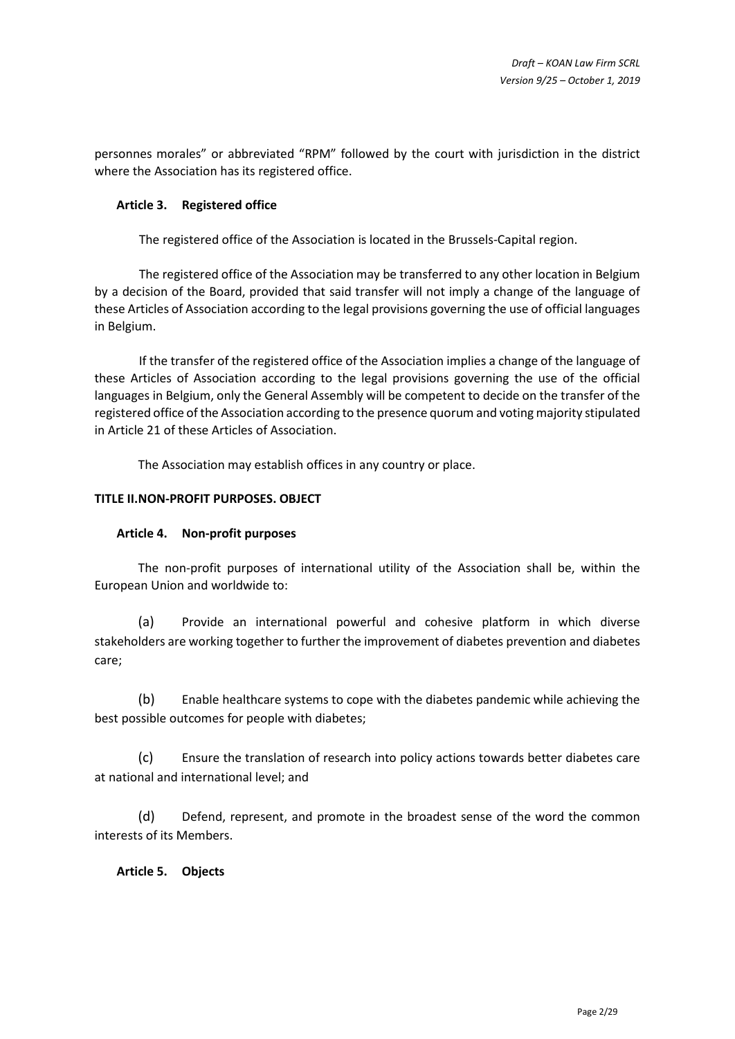personnes morales" or abbreviated "RPM" followed by the court with jurisdiction in the district where the Association has its registered office.

### Article 3. Registered office

The registered office of the Association is located in the Brussels-Capital region.

The registered office of the Association may be transferred to any other location in Belgium by a decision of the Board, provided that said transfer will not imply a change of the language of these Articles of Association according to the legal provisions governing the use of official languages in Belgium.

If the transfer of the registered office of the Association implies a change of the language of these Articles of Association according to the legal provisions governing the use of the official languages in Belgium, only the General Assembly will be competent to decide on the transfer of the registered office of the Association according to the presence quorum and voting majority stipulated in Article 21 of these Articles of Association.

The Association may establish offices in any country or place.

## TITLE II.NON-PROFIT PURPOSES. OBJECT

### Article 4. Non-profit purposes

The non-profit purposes of international utility of the Association shall be, within the European Union and worldwide to:

(a) Provide an international powerful and cohesive platform in which diverse stakeholders are working together to further the improvement of diabetes prevention and diabetes care;

(b) Enable healthcare systems to cope with the diabetes pandemic while achieving the best possible outcomes for people with diabetes;

(c) Ensure the translation of research into policy actions towards better diabetes care at national and international level; and

(d) Defend, represent, and promote in the broadest sense of the word the common interests of its Members.

### Article 5. Objects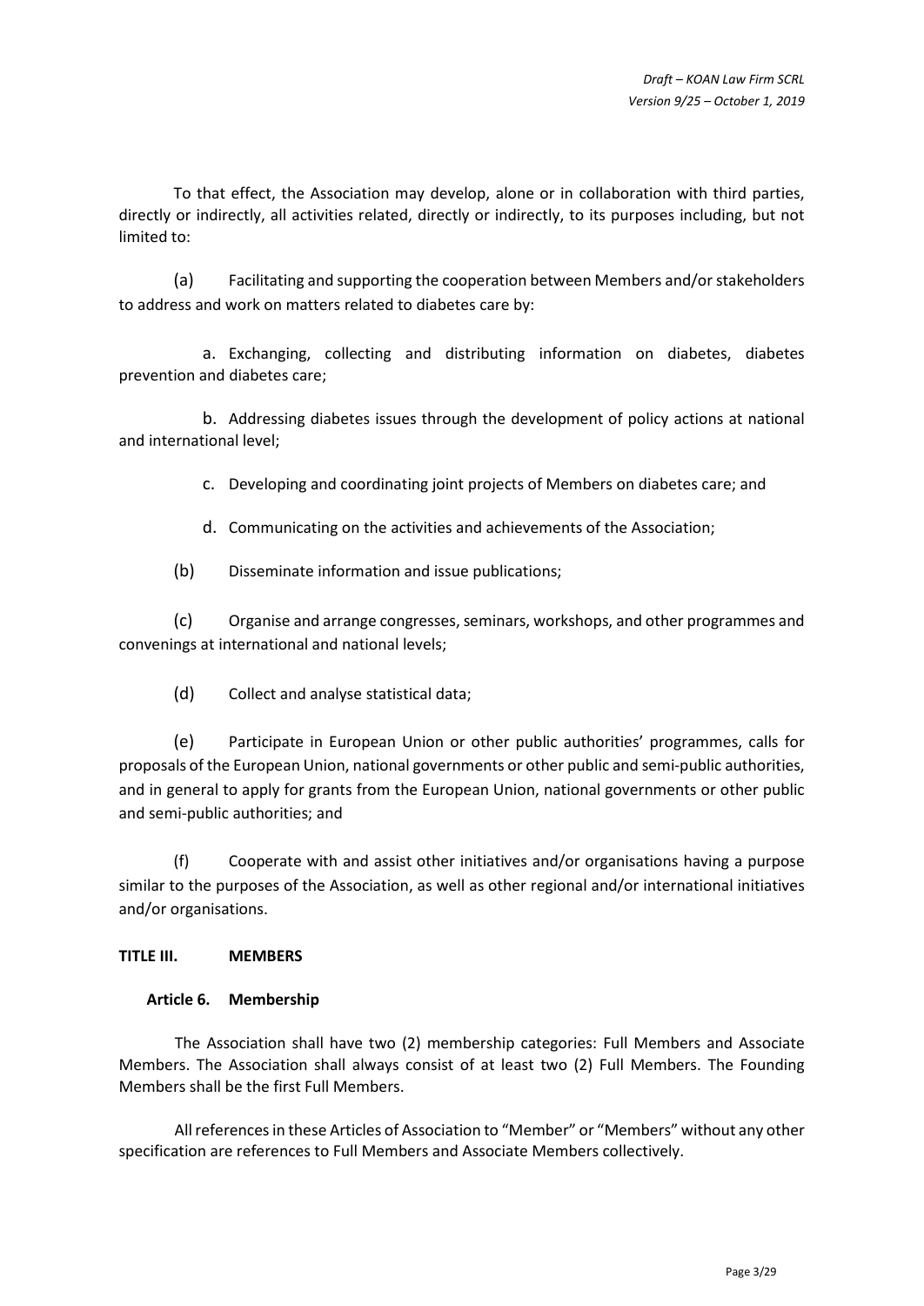To that effect, the Association may develop, alone or in collaboration with third parties, directly or indirectly, all activities related, directly or indirectly, to its purposes including, but not limited to:

(a) Facilitating and supporting the cooperation between Members and/or stakeholders to address and work on matters related to diabetes care by:

a. Exchanging, collecting and distributing information on diabetes, diabetes prevention and diabetes care;

b. Addressing diabetes issues through the development of policy actions at national and international level;

c. Developing and coordinating joint projects of Members on diabetes care; and

d. Communicating on the activities and achievements of the Association;

(b) Disseminate information and issue publications;

(c) Organise and arrange congresses, seminars, workshops, and other programmes and convenings at international and national levels;

(d) Collect and analyse statistical data;

(e) Participate in European Union or other public authorities' programmes, calls for proposals of the European Union, national governments or other public and semi-public authorities, and in general to apply for grants from the European Union, national governments or other public and semi-public authorities; and

(f) Cooperate with and assist other initiatives and/or organisations having a purpose similar to the purposes of the Association, as well as other regional and/or international initiatives and/or organisations.

## TITLE III. MEMBERS

### Article 6. Membership

The Association shall have two (2) membership categories: Full Members and Associate Members. The Association shall always consist of at least two (2) Full Members. The Founding Members shall be the first Full Members.

All references in these Articles of Association to "Member" or "Members" without any other specification are references to Full Members and Associate Members collectively.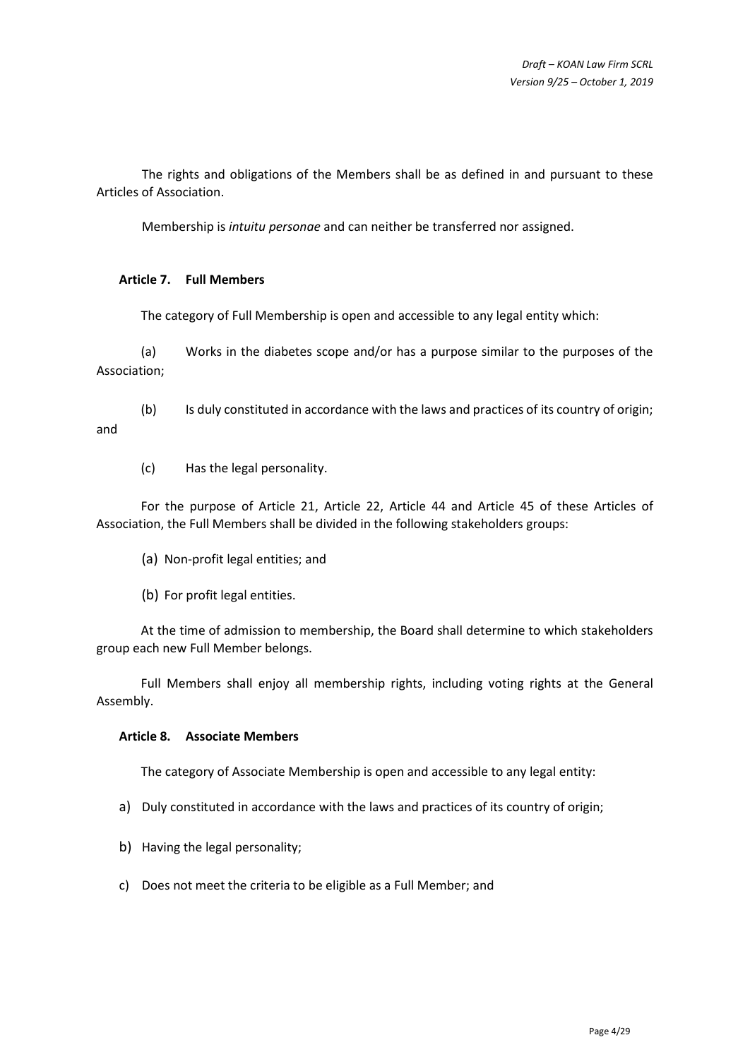The rights and obligations of the Members shall be as defined in and pursuant to these Articles of Association.

Membership is *intuitu personae* and can neither be transferred nor assigned.

### Article 7. Full Members

The category of Full Membership is open and accessible to any legal entity which:

(a) Works in the diabetes scope and/or has a purpose similar to the purposes of the Association;

(b) Is duly constituted in accordance with the laws and practices of its country of origin; and

(c) Has the legal personality.

For the purpose of Article 21, Article 22, Article 44 and Article 45 of these Articles of Association, the Full Members shall be divided in the following stakeholders groups:

(a) Non-profit legal entities; and

(b) For profit legal entities.

At the time of admission to membership, the Board shall determine to which stakeholders group each new Full Member belongs.

Full Members shall enjoy all membership rights, including voting rights at the General Assembly.

### Article 8. Associate Members

The category of Associate Membership is open and accessible to any legal entity:

a) Duly constituted in accordance with the laws and practices of its country of origin;

b) Having the legal personality;

c) Does not meet the criteria to be eligible as a Full Member; and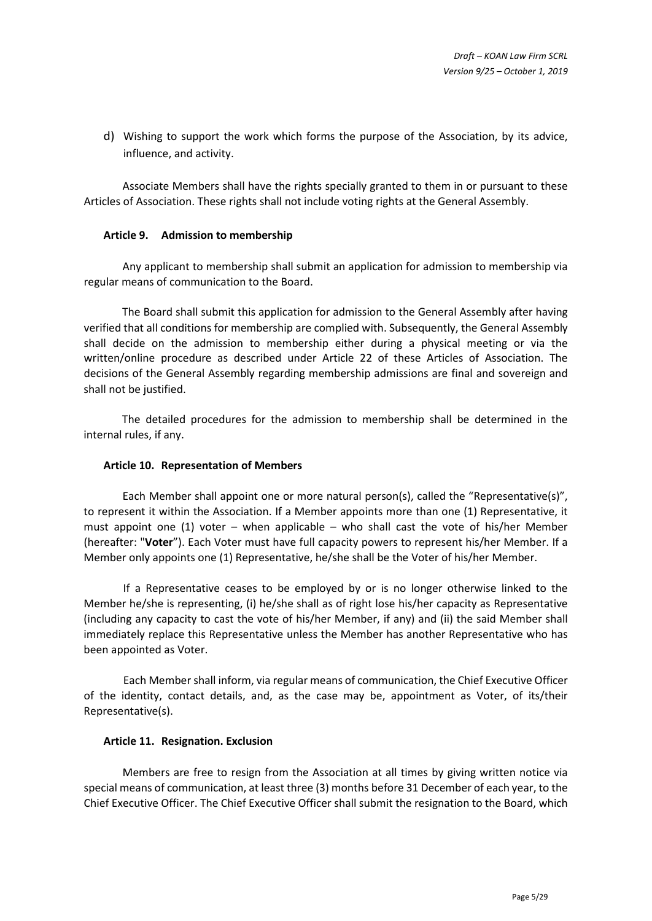d) Wishing to support the work which forms the purpose of the Association, by its advice, influence, and activity.

Associate Members shall have the rights specially granted to them in or pursuant to these Articles of Association. These rights shall not include voting rights at the General Assembly.

### Article 9. Admission to membership

Any applicant to membership shall submit an application for admission to membership via regular means of communication to the Board.

The Board shall submit this application for admission to the General Assembly after having verified that all conditions for membership are complied with. Subsequently, the General Assembly shall decide on the admission to membership either during a physical meeting or via the written/online procedure as described under Article 22 of these Articles of Association. The decisions of the General Assembly regarding membership admissions are final and sovereign and shall not be justified.

The detailed procedures for the admission to membership shall be determined in the internal rules, if any.

### Article 10. Representation of Members

Each Member shall appoint one or more natural person(s), called the "Representative(s)", to represent it within the Association. If a Member appoints more than one (1) Representative, it must appoint one (1) voter – when applicable – who shall cast the vote of his/her Member (hereafter: "**Voter**"). Each Voter must have full capacity powers to represent his/her Member. If a Member only appoints one (1) Representative, he/she shall be the Voter of his/her Member.

If a Representative ceases to be employed by or is no longer otherwise linked to the Member he/she is representing, (i) he/she shall as of right lose his/her capacity as Representative (including any capacity to cast the vote of his/her Member, if any) and (ii) the said Member shall immediately replace this Representative unless the Member has another Representative who has been appointed as Voter.

Each Member shall inform, via regular means of communication, the Chief Executive Officer of the identity, contact details, and, as the case may be, appointment as Voter, of its/their Representative(s).

### Article 11. Resignation. Exclusion

Members are free to resign from the Association at all times by giving written notice via special means of communication, at least three (3) months before 31 December of each year, to the Chief Executive Officer. The Chief Executive Officer shall submit the resignation to the Board, which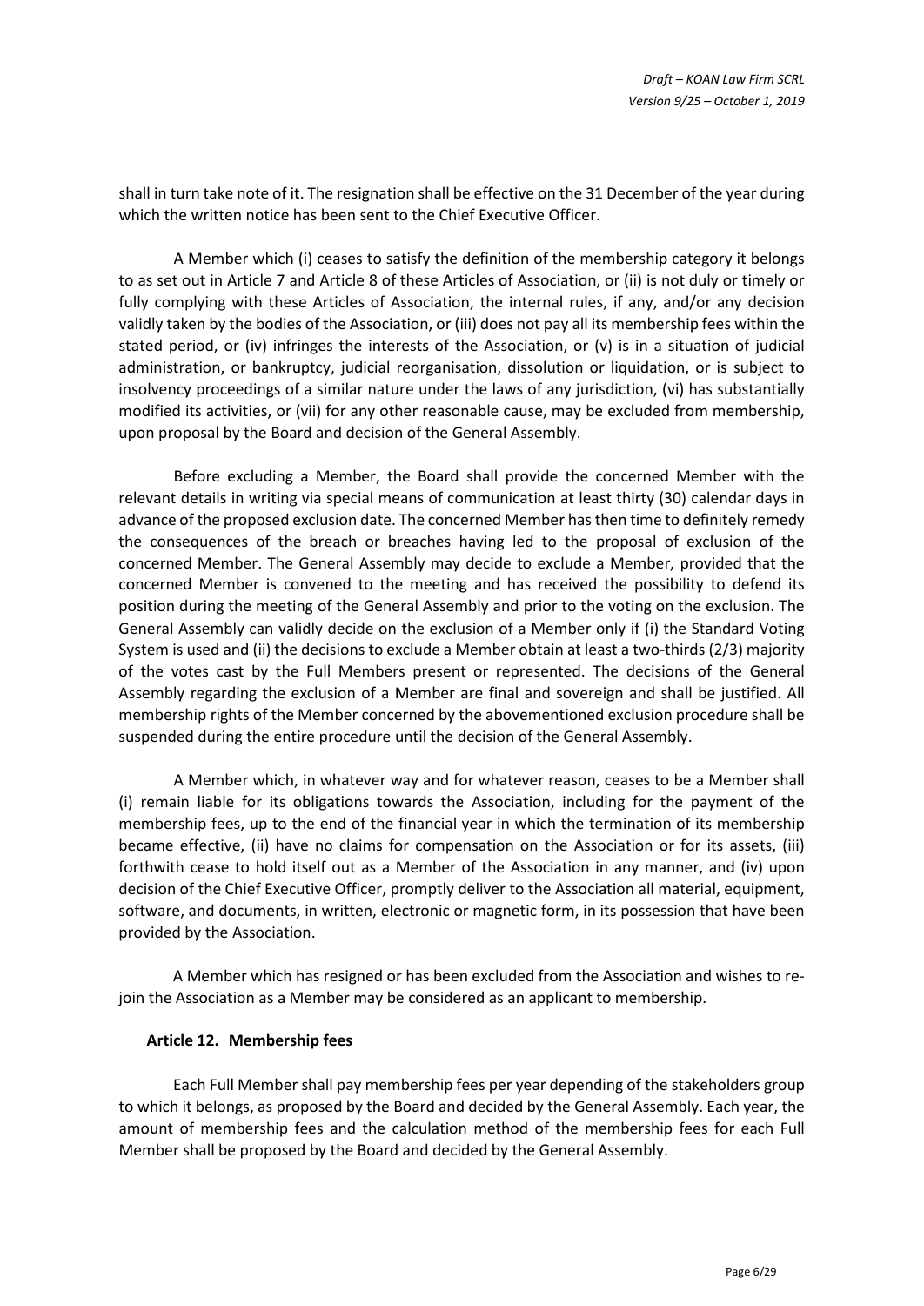shall in turn take note of it. The resignation shall be effective on the 31 December of the year during which the written notice has been sent to the Chief Executive Officer.

A Member which (i) ceases to satisfy the definition of the membership category it belongs to as set out in Article 7 and Article 8 of these Articles of Association, or (ii) is not duly or timely or fully complying with these Articles of Association, the internal rules, if any, and/or any decision validly taken by the bodies of the Association, or (iii) does not pay all its membership fees within the stated period, or (iv) infringes the interests of the Association, or (v) is in a situation of judicial administration, or bankruptcy, judicial reorganisation, dissolution or liquidation, or is subject to insolvency proceedings of a similar nature under the laws of any jurisdiction, (vi) has substantially modified its activities, or (vii) for any other reasonable cause, may be excluded from membership, upon proposal by the Board and decision of the General Assembly.

Before excluding a Member, the Board shall provide the concerned Member with the relevant details in writing via special means of communication at least thirty (30) calendar days in advance of the proposed exclusion date. The concerned Member has then time to definitely remedy the consequences of the breach or breaches having led to the proposal of exclusion of the concerned Member. The General Assembly may decide to exclude a Member, provided that the concerned Member is convened to the meeting and has received the possibility to defend its position during the meeting of the General Assembly and prior to the voting on the exclusion. The General Assembly can validly decide on the exclusion of a Member only if (i) the Standard Voting System is used and (ii) the decisions to exclude a Member obtain at least a two-thirds (2/3) majority of the votes cast by the Full Members present or represented. The decisions of the General Assembly regarding the exclusion of a Member are final and sovereign and shall be justified. All membership rights of the Member concerned by the abovementioned exclusion procedure shall be suspended during the entire procedure until the decision of the General Assembly.

A Member which, in whatever way and for whatever reason, ceases to be a Member shall (i) remain liable for its obligations towards the Association, including for the payment of the membership fees, up to the end of the financial year in which the termination of its membership became effective, (ii) have no claims for compensation on the Association or for its assets, (iii) forthwith cease to hold itself out as a Member of the Association in any manner, and (iv) upon decision of the Chief Executive Officer, promptly deliver to the Association all material, equipment, software, and documents, in written, electronic or magnetic form, in its possession that have been provided by the Association.

A Member which has resigned or has been excluded from the Association and wishes to re-join the Association as a Member may be considered as an applicant to membership.

### Article 12. Membership fees

Each Full Member shall pay membership fees per year depending of the stakeholders group to which it belongs, as proposed by the Board and decided by the General Assembly. Each year, the amount of membership fees and the calculation method of the membership fees for each Full Member shall be proposed by the Board and decided by the General Assembly.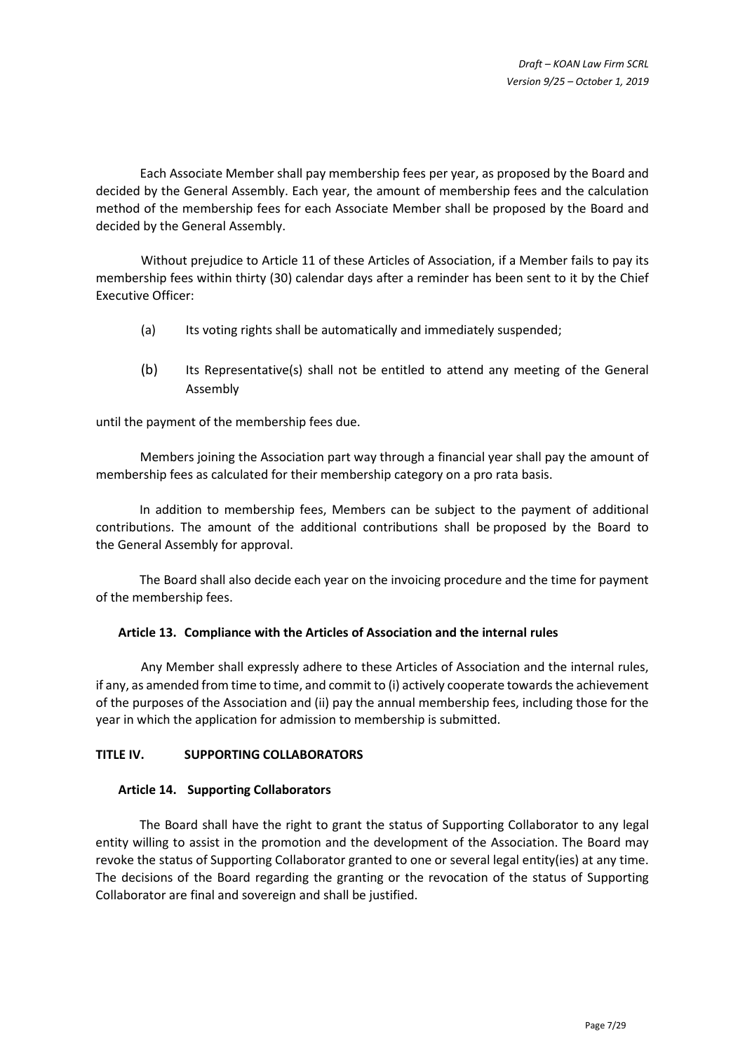Each Associate Member shall pay membership fees per year, as proposed by the Board and decided by the General Assembly. Each year, the amount of membership fees and the calculation method of the membership fees for each Associate Member shall be proposed by the Board and decided by the General Assembly.

Without prejudice to Article 11 of these Articles of Association, if a Member fails to pay its membership fees within thirty (30) calendar days after a reminder has been sent to it by the Chief Executive Officer:

(a) Its voting rights shall be automatically and immediately suspended;

(b) Its Representative(s) shall not be entitled to attend any meeting of the General Assembly

until the payment of the membership fees due.

Members joining the Association part way through a financial year shall pay the amount of membership fees as calculated for their membership category on a pro rata basis.

In addition to membership fees, Members can be subject to the payment of additional contributions. The amount of the additional contributions shall be proposed by the Board to the General Assembly for approval.

The Board shall also decide each year on the invoicing procedure and the time for payment of the membership fees.

### Article 13. Compliance with the Articles of Association and the internal rules

Any Member shall expressly adhere to these Articles of Association and the internal rules, if any, as amended from time to time, and commit to (i) actively cooperate towards the achievement of the purposes of the Association and (ii) pay the annual membership fees, including those for the year in which the application for admission to membership is submitted.

## TITLE IV. SUPPORTING COLLABORATORS

### Article 14. Supporting Collaborators

The Board shall have the right to grant the status of Supporting Collaborator to any legal entity willing to assist in the promotion and the development of the Association. The Board may revoke the status of Supporting Collaborator granted to one or several legal entity(ies) at any time. The decisions of the Board regarding the granting or the revocation of the status of Supporting Collaborator are final and sovereign and shall be justified.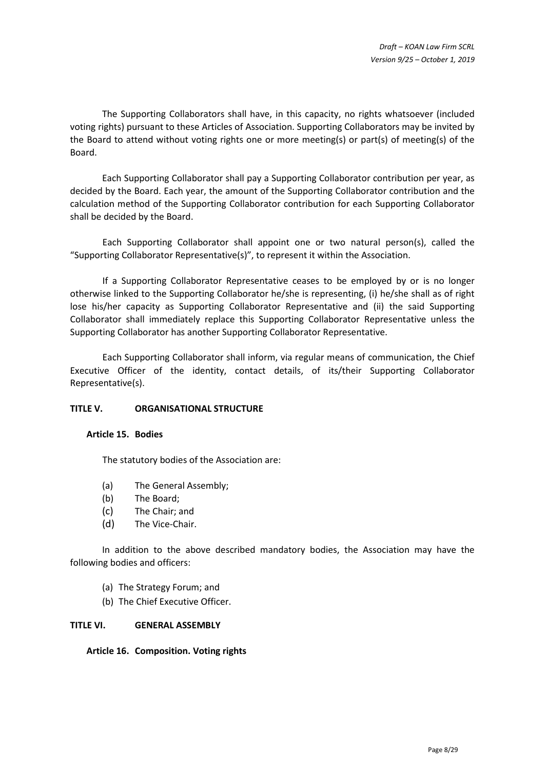The Supporting Collaborators shall have, in this capacity, no rights whatsoever (included voting rights) pursuant to these Articles of Association. Supporting Collaborators may be invited by the Board to attend without voting rights one or more meeting(s) or part(s) of meeting(s) of the Board.

Each Supporting Collaborator shall pay a Supporting Collaborator contribution per year, as decided by the Board. Each year, the amount of the Supporting Collaborator contribution and the calculation method of the Supporting Collaborator contribution for each Supporting Collaborator shall be decided by the Board.

Each Supporting Collaborator shall appoint one or two natural person(s), called the "Supporting Collaborator Representative(s)", to represent it within the Association.

If a Supporting Collaborator Representative ceases to be employed by or is no longer otherwise linked to the Supporting Collaborator he/she is representing, (i) he/she shall as of right lose his/her capacity as Supporting Collaborator Representative and (ii) the said Supporting Collaborator shall immediately replace this Supporting Collaborator Representative unless the Supporting Collaborator has another Supporting Collaborator Representative.

Each Supporting Collaborator shall inform, via regular means of communication, the Chief Executive Officer of the identity, contact details, of its/their Supporting Collaborator Representative(s).

## TITLE V. ORGANISATIONAL STRUCTURE

### Article 15. Bodies

The statutory bodies of the Association are:

(a) The General Assembly;
(b) The Board;
(c) The Chair; and
(d) The Vice-Chair.

In addition to the above described mandatory bodies, the Association may have the following bodies and officers:

(a) The Strategy Forum; and
(b) The Chief Executive Officer.

## TITLE VI. GENERAL ASSEMBLY

### Article 16. Composition. Voting rights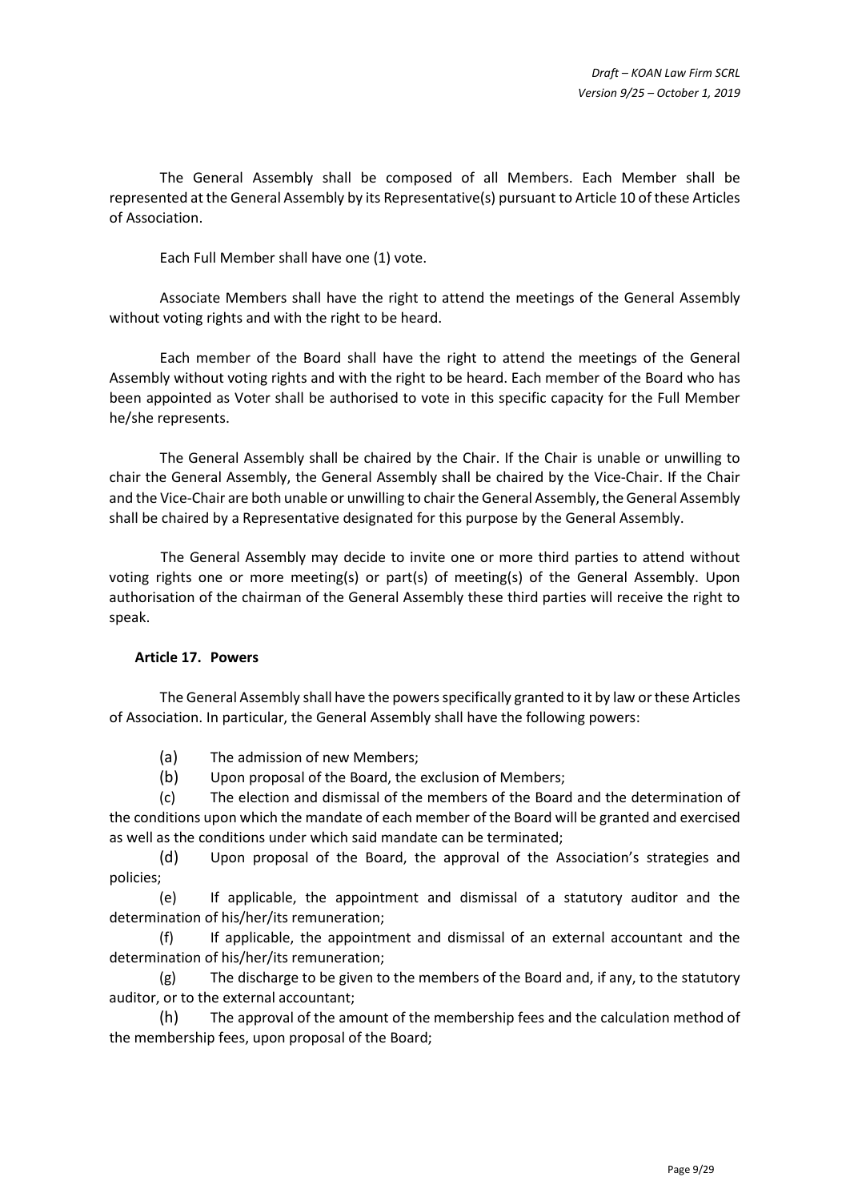The General Assembly shall be composed of all Members. Each Member shall be represented at the General Assembly by its Representative(s) pursuant to Article 10 of these Articles of Association.

Each Full Member shall have one (1) vote.

Associate Members shall have the right to attend the meetings of the General Assembly without voting rights and with the right to be heard.

Each member of the Board shall have the right to attend the meetings of the General Assembly without voting rights and with the right to be heard. Each member of the Board who has been appointed as Voter shall be authorised to vote in this specific capacity for the Full Member he/she represents.

The General Assembly shall be chaired by the Chair. If the Chair is unable or unwilling to chair the General Assembly, the General Assembly shall be chaired by the Vice-Chair. If the Chair and the Vice-Chair are both unable or unwilling to chair the General Assembly, the General Assembly shall be chaired by a Representative designated for this purpose by the General Assembly.

The General Assembly may decide to invite one or more third parties to attend without voting rights one or more meeting(s) or part(s) of meeting(s) of the General Assembly. Upon authorisation of the chairman of the General Assembly these third parties will receive the right to speak.

### Article 17. Powers

The General Assembly shall have the powers specifically granted to it by law or these Articles of Association. In particular, the General Assembly shall have the following powers:

(a) The admission of new Members;

(b) Upon proposal of the Board, the exclusion of Members;

(c) The election and dismissal of the members of the Board and the determination of the conditions upon which the mandate of each member of the Board will be granted and exercised as well as the conditions under which said mandate can be terminated;

(d) Upon proposal of the Board, the approval of the Association's strategies and policies;

(e) If applicable, the appointment and dismissal of a statutory auditor and the determination of his/her/its remuneration;

(f) If applicable, the appointment and dismissal of an external accountant and the determination of his/her/its remuneration;

(g) The discharge to be given to the members of the Board and, if any, to the statutory auditor, or to the external accountant;

(h) The approval of the amount of the membership fees and the calculation method of the membership fees, upon proposal of the Board;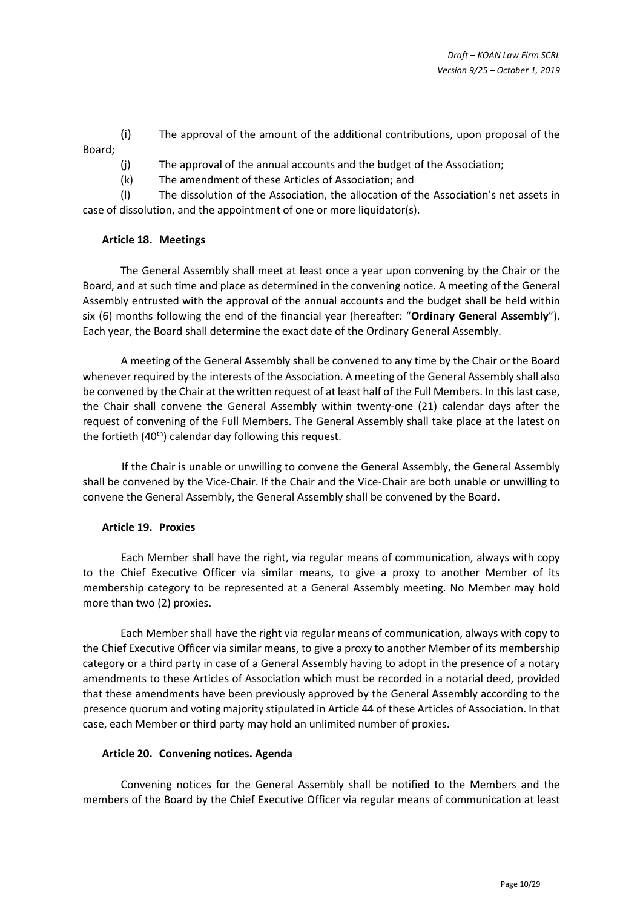(i) The approval of the amount of the additional contributions, upon proposal of the Board;

(j) The approval of the annual accounts and the budget of the Association;

(k) The amendment of these Articles of Association; and

(l) The dissolution of the Association, the allocation of the Association's net assets in case of dissolution, and the appointment of one or more liquidator(s).

### Article 18. Meetings

The General Assembly shall meet at least once a year upon convening by the Chair or the Board, and at such time and place as determined in the convening notice. A meeting of the General Assembly entrusted with the approval of the annual accounts and the budget shall be held within six (6) months following the end of the financial year (hereafter: "**Ordinary General Assembly**"). Each year, the Board shall determine the exact date of the Ordinary General Assembly.

A meeting of the General Assembly shall be convened to any time by the Chair or the Board whenever required by the interests of the Association. A meeting of the General Assembly shall also be convened by the Chair at the written request of at least half of the Full Members. In this last case, the Chair shall convene the General Assembly within twenty-one (21) calendar days after the request of convening of the Full Members. The General Assembly shall take place at the latest on the fortieth (40th) calendar day following this request.

If the Chair is unable or unwilling to convene the General Assembly, the General Assembly shall be convened by the Vice-Chair. If the Chair and the Vice-Chair are both unable or unwilling to convene the General Assembly, the General Assembly shall be convened by the Board.

### Article 19. Proxies

Each Member shall have the right, via regular means of communication, always with copy to the Chief Executive Officer via similar means, to give a proxy to another Member of its membership category to be represented at a General Assembly meeting. No Member may hold more than two (2) proxies.

Each Member shall have the right via regular means of communication, always with copy to the Chief Executive Officer via similar means, to give a proxy to another Member of its membership category or a third party in case of a General Assembly having to adopt in the presence of a notary amendments to these Articles of Association which must be recorded in a notarial deed, provided that these amendments have been previously approved by the General Assembly according to the presence quorum and voting majority stipulated in Article 44 of these Articles of Association. In that case, each Member or third party may hold an unlimited number of proxies.

### Article 20. Convening notices. Agenda

Convening notices for the General Assembly shall be notified to the Members and the members of the Board by the Chief Executive Officer via regular means of communication at least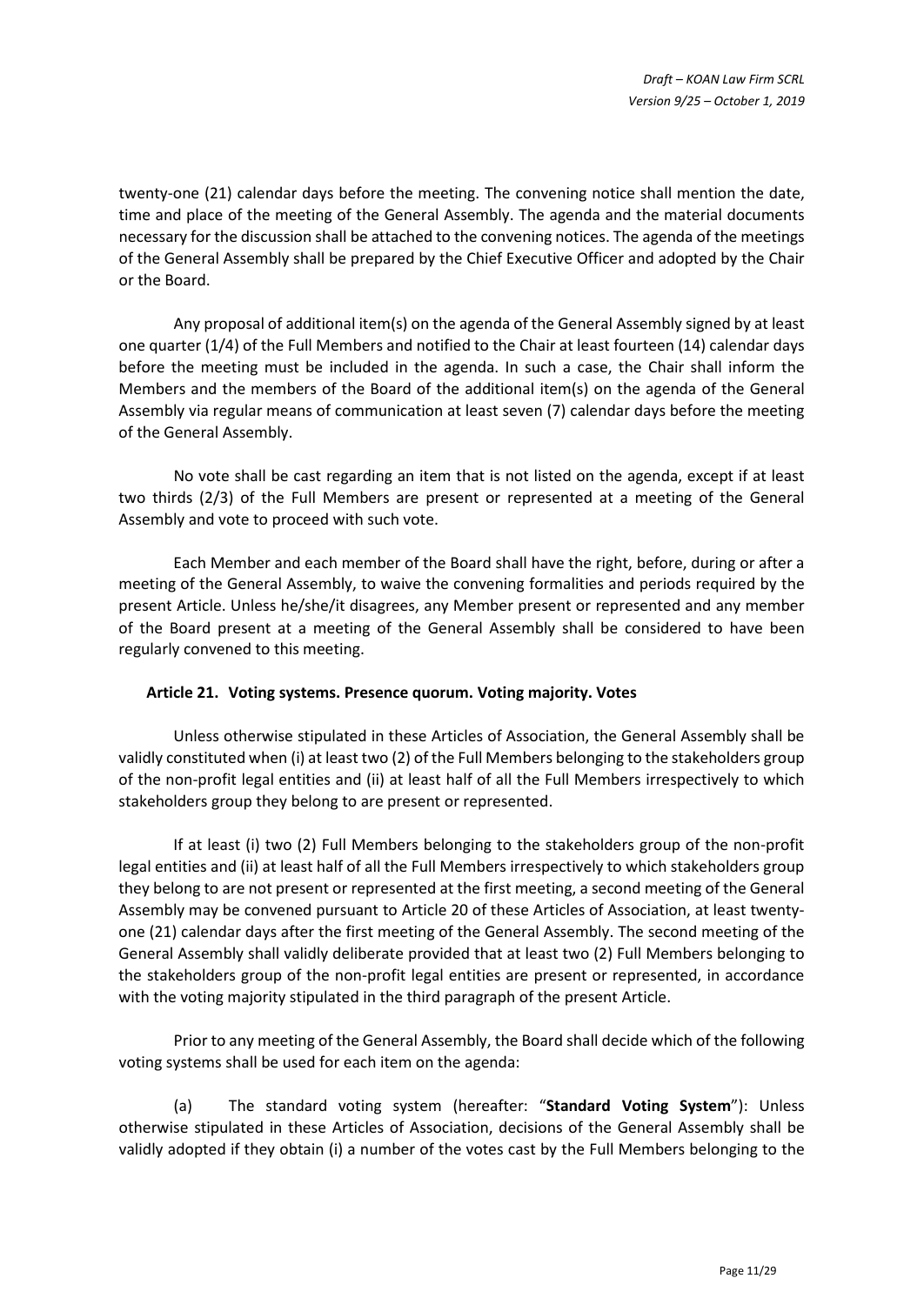twenty-one (21) calendar days before the meeting. The convening notice shall mention the date, time and place of the meeting of the General Assembly. The agenda and the material documents necessary for the discussion shall be attached to the convening notices. The agenda of the meetings of the General Assembly shall be prepared by the Chief Executive Officer and adopted by the Chair or the Board.

Any proposal of additional item(s) on the agenda of the General Assembly signed by at least one quarter (1/4) of the Full Members and notified to the Chair at least fourteen (14) calendar days before the meeting must be included in the agenda. In such a case, the Chair shall inform the Members and the members of the Board of the additional item(s) on the agenda of the General Assembly via regular means of communication at least seven (7) calendar days before the meeting of the General Assembly.

No vote shall be cast regarding an item that is not listed on the agenda, except if at least two thirds (2/3) of the Full Members are present or represented at a meeting of the General Assembly and vote to proceed with such vote.

Each Member and each member of the Board shall have the right, before, during or after a meeting of the General Assembly, to waive the convening formalities and periods required by the present Article. Unless he/she/it disagrees, any Member present or represented and any member of the Board present at a meeting of the General Assembly shall be considered to have been regularly convened to this meeting.

### Article 21. Voting systems. Presence quorum. Voting majority. Votes

Unless otherwise stipulated in these Articles of Association, the General Assembly shall be validly constituted when (i) at least two (2) of the Full Members belonging to the stakeholders group of the non-profit legal entities and (ii) at least half of all the Full Members irrespectively to which stakeholders group they belong to are present or represented.

If at least (i) two (2) Full Members belonging to the stakeholders group of the non-profit legal entities and (ii) at least half of all the Full Members irrespectively to which stakeholders group they belong to are not present or represented at the first meeting, a second meeting of the General Assembly may be convened pursuant to Article 20 of these Articles of Association, at least twenty-one (21) calendar days after the first meeting of the General Assembly. The second meeting of the General Assembly shall validly deliberate provided that at least two (2) Full Members belonging to the stakeholders group of the non-profit legal entities are present or represented, in accordance with the voting majority stipulated in the third paragraph of the present Article.

Prior to any meeting of the General Assembly, the Board shall decide which of the following voting systems shall be used for each item on the agenda:

(a) The standard voting system (hereafter: "**Standard Voting System**"): Unless otherwise stipulated in these Articles of Association, decisions of the General Assembly shall be validly adopted if they obtain (i) a number of the votes cast by the Full Members belonging to the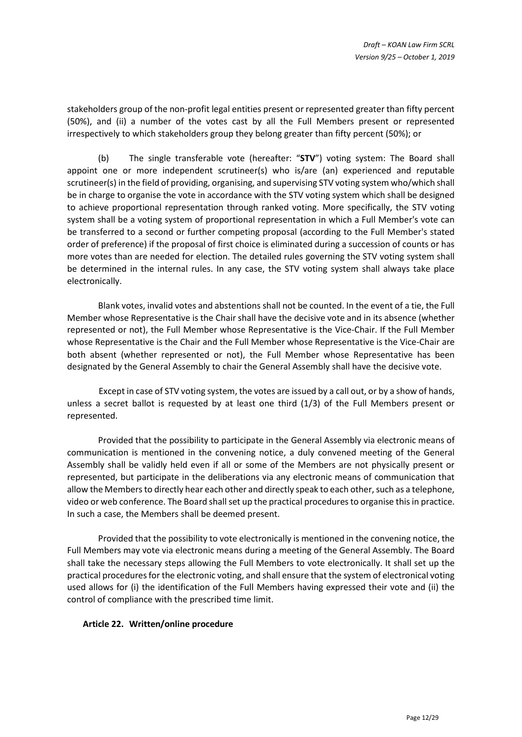stakeholders group of the non-profit legal entities present or represented greater than fifty percent (50%), and (ii) a number of the votes cast by all the Full Members present or represented irrespectively to which stakeholders group they belong greater than fifty percent (50%); or

(b) The single transferable vote (hereafter: "**STV**") voting system: The Board shall appoint one or more independent scrutineer(s) who is/are (an) experienced and reputable scrutineer(s) in the field of providing, organising, and supervising STV voting system who/which shall be in charge to organise the vote in accordance with the STV voting system which shall be designed to achieve proportional representation through ranked voting. More specifically, the STV voting system shall be a voting system of proportional representation in which a Full Member's vote can be transferred to a second or further competing proposal (according to the Full Member's stated order of preference) if the proposal of first choice is eliminated during a succession of counts or has more votes than are needed for election. The detailed rules governing the STV voting system shall be determined in the internal rules. In any case, the STV voting system shall always take place electronically.

Blank votes, invalid votes and abstentions shall not be counted. In the event of a tie, the Full Member whose Representative is the Chair shall have the decisive vote and in its absence (whether represented or not), the Full Member whose Representative is the Vice-Chair. If the Full Member whose Representative is the Chair and the Full Member whose Representative is the Vice-Chair are both absent (whether represented or not), the Full Member whose Representative has been designated by the General Assembly to chair the General Assembly shall have the decisive vote.

Except in case of STV voting system, the votes are issued by a call out, or by a show of hands, unless a secret ballot is requested by at least one third (1/3) of the Full Members present or represented.

Provided that the possibility to participate in the General Assembly via electronic means of communication is mentioned in the convening notice, a duly convened meeting of the General Assembly shall be validly held even if all or some of the Members are not physically present or represented, but participate in the deliberations via any electronic means of communication that allow the Members to directly hear each other and directly speak to each other, such as a telephone, video or web conference. The Board shall set up the practical procedures to organise this in practice. In such a case, the Members shall be deemed present.

Provided that the possibility to vote electronically is mentioned in the convening notice, the Full Members may vote via electronic means during a meeting of the General Assembly. The Board shall take the necessary steps allowing the Full Members to vote electronically. It shall set up the practical procedures for the electronic voting, and shall ensure that the system of electronical voting used allows for (i) the identification of the Full Members having expressed their vote and (ii) the control of compliance with the prescribed time limit.

### Article 22. Written/online procedure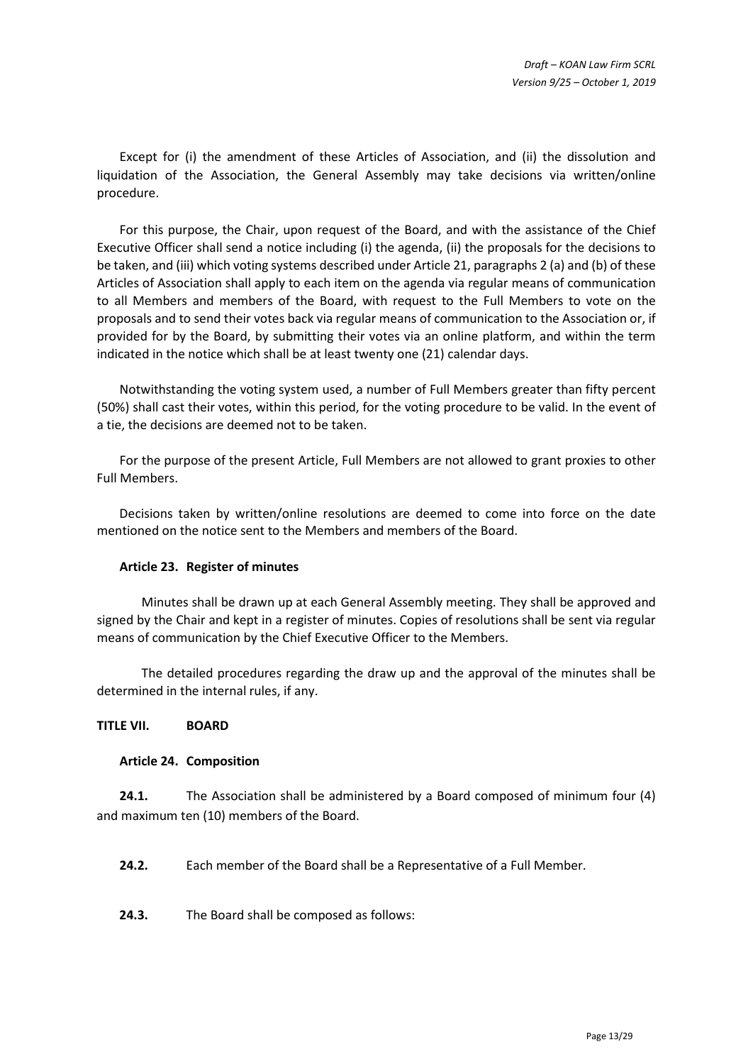Except for (i) the amendment of these Articles of Association, and (ii) the dissolution and liquidation of the Association, the General Assembly may take decisions via written/online procedure.

For this purpose, the Chair, upon request of the Board, and with the assistance of the Chief Executive Officer shall send a notice including (i) the agenda, (ii) the proposals for the decisions to be taken, and (iii) which voting systems described under Article 21, paragraphs 2 (a) and (b) of these Articles of Association shall apply to each item on the agenda via regular means of communication to all Members and members of the Board, with request to the Full Members to vote on the proposals and to send their votes back via regular means of communication to the Association or, if provided for by the Board, by submitting their votes via an online platform, and within the term indicated in the notice which shall be at least twenty one (21) calendar days.

Notwithstanding the voting system used, a number of Full Members greater than fifty percent (50%) shall cast their votes, within this period, for the voting procedure to be valid. In the event of a tie, the decisions are deemed not to be taken.

For the purpose of the present Article, Full Members are not allowed to grant proxies to other Full Members.

Decisions taken by written/online resolutions are deemed to come into force on the date mentioned on the notice sent to the Members and members of the Board.

### Article 23. Register of minutes

Minutes shall be drawn up at each General Assembly meeting. They shall be approved and signed by the Chair and kept in a register of minutes. Copies of resolutions shall be sent via regular means of communication by the Chief Executive Officer to the Members.

The detailed procedures regarding the draw up and the approval of the minutes shall be determined in the internal rules, if any.

## TITLE VII. BOARD

### Article 24. Composition

**24.1.** The Association shall be administered by a Board composed of minimum four (4) and maximum ten (10) members of the Board.

**24.2.** Each member of the Board shall be a Representative of a Full Member.

**24.3.** The Board shall be composed as follows: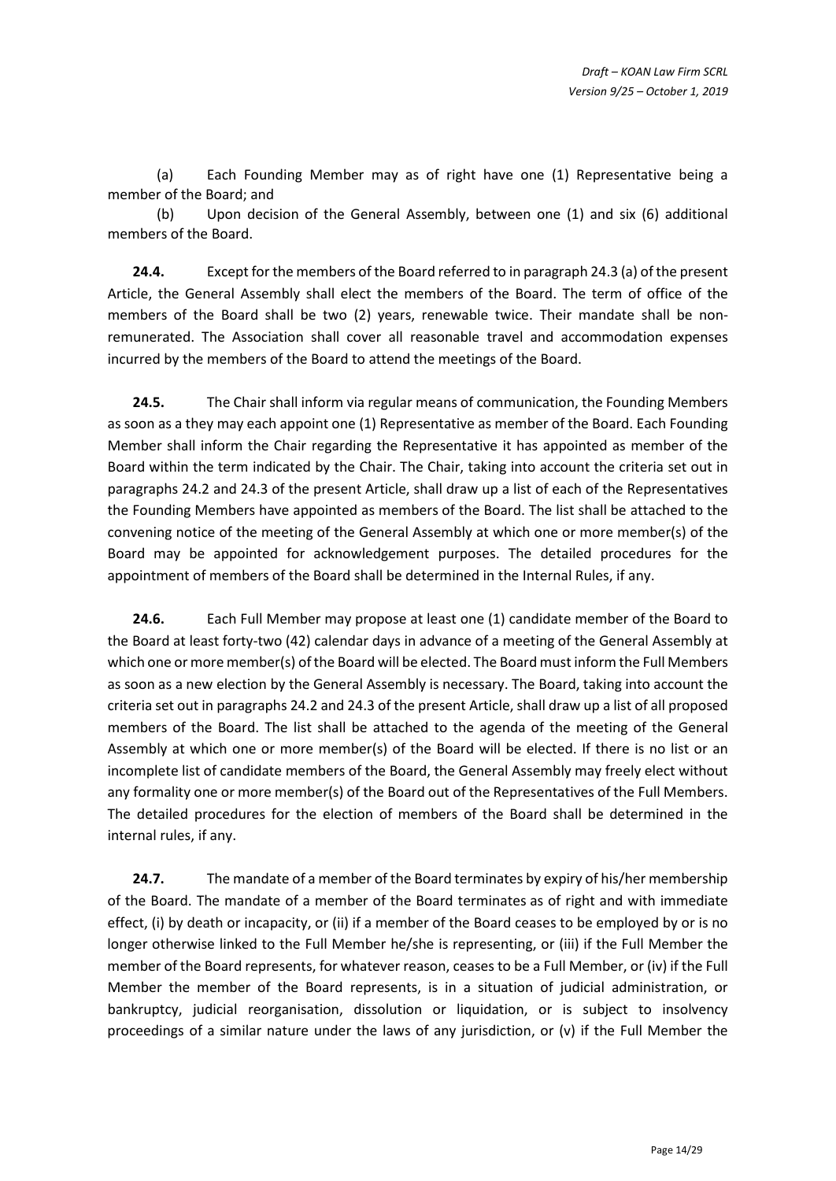(a) Each Founding Member may as of right have one (1) Representative being a member of the Board; and

(b) Upon decision of the General Assembly, between one (1) and six (6) additional members of the Board.

**24.4.** Except for the members of the Board referred to in paragraph 24.3 (a) of the present Article, the General Assembly shall elect the members of the Board. The term of office of the members of the Board shall be two (2) years, renewable twice. Their mandate shall be non-remunerated. The Association shall cover all reasonable travel and accommodation expenses incurred by the members of the Board to attend the meetings of the Board.

**24.5.** The Chair shall inform via regular means of communication, the Founding Members as soon as a they may each appoint one (1) Representative as member of the Board. Each Founding Member shall inform the Chair regarding the Representative it has appointed as member of the Board within the term indicated by the Chair. The Chair, taking into account the criteria set out in paragraphs 24.2 and 24.3 of the present Article, shall draw up a list of each of the Representatives the Founding Members have appointed as members of the Board. The list shall be attached to the convening notice of the meeting of the General Assembly at which one or more member(s) of the Board may be appointed for acknowledgement purposes. The detailed procedures for the appointment of members of the Board shall be determined in the Internal Rules, if any.

**24.6.** Each Full Member may propose at least one (1) candidate member of the Board to the Board at least forty-two (42) calendar days in advance of a meeting of the General Assembly at which one or more member(s) of the Board will be elected. The Board must inform the Full Members as soon as a new election by the General Assembly is necessary. The Board, taking into account the criteria set out in paragraphs 24.2 and 24.3 of the present Article, shall draw up a list of all proposed members of the Board. The list shall be attached to the agenda of the meeting of the General Assembly at which one or more member(s) of the Board will be elected. If there is no list or an incomplete list of candidate members of the Board, the General Assembly may freely elect without any formality one or more member(s) of the Board out of the Representatives of the Full Members. The detailed procedures for the election of members of the Board shall be determined in the internal rules, if any.

**24.7.** The mandate of a member of the Board terminates by expiry of his/her membership of the Board. The mandate of a member of the Board terminates as of right and with immediate effect, (i) by death or incapacity, or (ii) if a member of the Board ceases to be employed by or is no longer otherwise linked to the Full Member he/she is representing, or (iii) if the Full Member the member of the Board represents, for whatever reason, ceases to be a Full Member, or (iv) if the Full Member the member of the Board represents, is in a situation of judicial administration, or bankruptcy, judicial reorganisation, dissolution or liquidation, or is subject to insolvency proceedings of a similar nature under the laws of any jurisdiction, or (v) if the Full Member the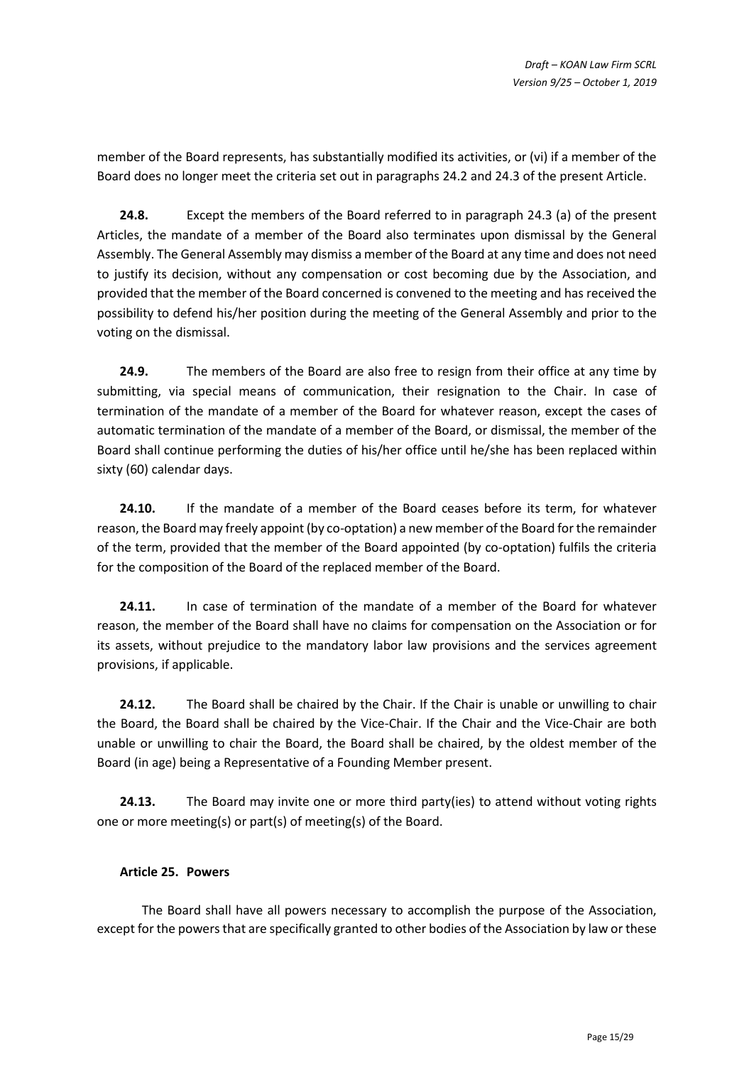member of the Board represents, has substantially modified its activities, or (vi) if a member of the Board does no longer meet the criteria set out in paragraphs 24.2 and 24.3 of the present Article.

**24.8.** Except the members of the Board referred to in paragraph 24.3 (a) of the present Articles, the mandate of a member of the Board also terminates upon dismissal by the General Assembly. The General Assembly may dismiss a member of the Board at any time and does not need to justify its decision, without any compensation or cost becoming due by the Association, and provided that the member of the Board concerned is convened to the meeting and has received the possibility to defend his/her position during the meeting of the General Assembly and prior to the voting on the dismissal.

**24.9.** The members of the Board are also free to resign from their office at any time by submitting, via special means of communication, their resignation to the Chair. In case of termination of the mandate of a member of the Board for whatever reason, except the cases of automatic termination of the mandate of a member of the Board, or dismissal, the member of the Board shall continue performing the duties of his/her office until he/she has been replaced within sixty (60) calendar days.

**24.10.** If the mandate of a member of the Board ceases before its term, for whatever reason, the Board may freely appoint (by co-optation) a new member of the Board for the remainder of the term, provided that the member of the Board appointed (by co-optation) fulfils the criteria for the composition of the Board of the replaced member of the Board.

**24.11.** In case of termination of the mandate of a member of the Board for whatever reason, the member of the Board shall have no claims for compensation on the Association or for its assets, without prejudice to the mandatory labor law provisions and the services agreement provisions, if applicable.

**24.12.** The Board shall be chaired by the Chair. If the Chair is unable or unwilling to chair the Board, the Board shall be chaired by the Vice-Chair. If the Chair and the Vice-Chair are both unable or unwilling to chair the Board, the Board shall be chaired, by the oldest member of the Board (in age) being a Representative of a Founding Member present.

**24.13.** The Board may invite one or more third party(ies) to attend without voting rights one or more meeting(s) or part(s) of meeting(s) of the Board.

### Article 25. Powers

The Board shall have all powers necessary to accomplish the purpose of the Association, except for the powers that are specifically granted to other bodies of the Association by law or these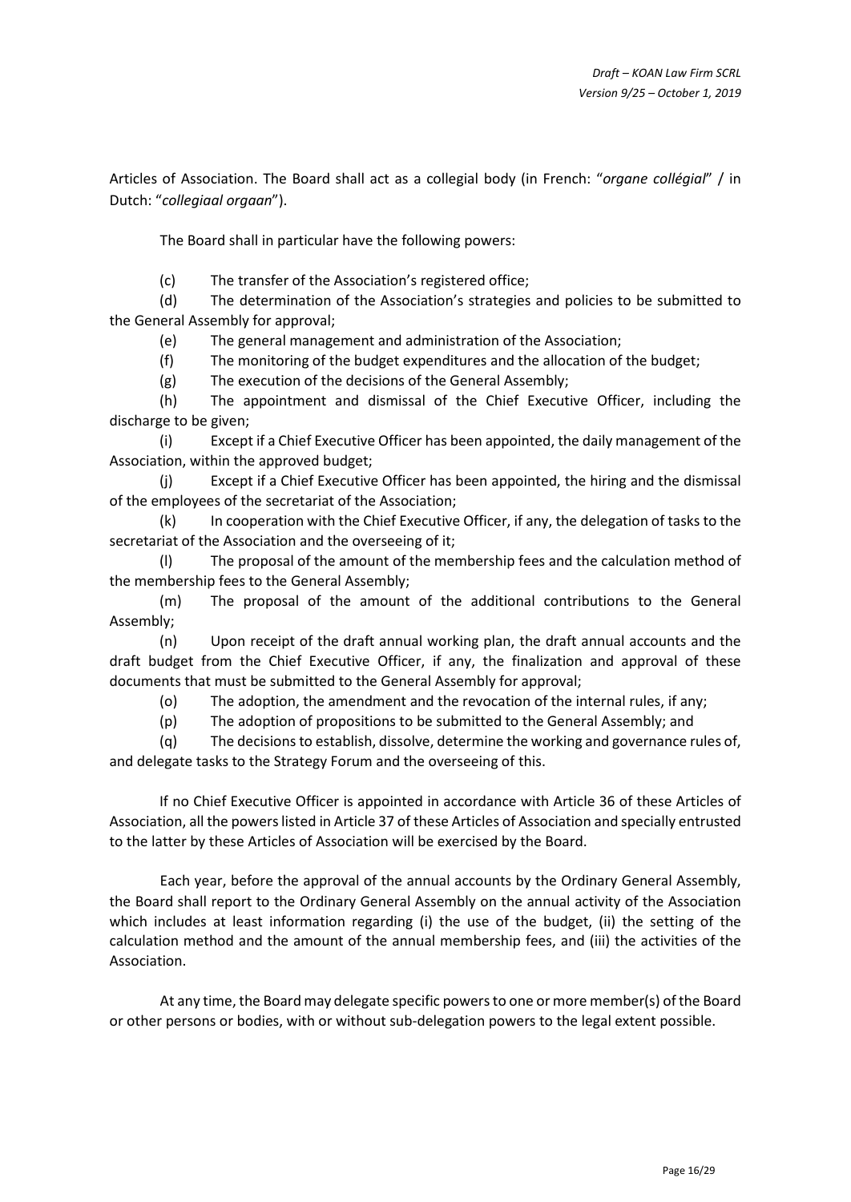Articles of Association. The Board shall act as a collegial body (in French: "*organe collégial*" / in Dutch: "*collegiaal orgaan*").

The Board shall in particular have the following powers:

(c) The transfer of the Association's registered office;

(d) The determination of the Association's strategies and policies to be submitted to the General Assembly for approval;

(e) The general management and administration of the Association;

(f) The monitoring of the budget expenditures and the allocation of the budget;

(g) The execution of the decisions of the General Assembly;

(h) The appointment and dismissal of the Chief Executive Officer, including the discharge to be given;

(i) Except if a Chief Executive Officer has been appointed, the daily management of the Association, within the approved budget;

(j) Except if a Chief Executive Officer has been appointed, the hiring and the dismissal of the employees of the secretariat of the Association;

(k) In cooperation with the Chief Executive Officer, if any, the delegation of tasks to the secretariat of the Association and the overseeing of it;

(l) The proposal of the amount of the membership fees and the calculation method of the membership fees to the General Assembly;

(m) The proposal of the amount of the additional contributions to the General Assembly;

(n) Upon receipt of the draft annual working plan, the draft annual accounts and the draft budget from the Chief Executive Officer, if any, the finalization and approval of these documents that must be submitted to the General Assembly for approval;

(o) The adoption, the amendment and the revocation of the internal rules, if any;

(p) The adoption of propositions to be submitted to the General Assembly; and

(q) The decisions to establish, dissolve, determine the working and governance rules of, and delegate tasks to the Strategy Forum and the overseeing of this.

If no Chief Executive Officer is appointed in accordance with Article 36 of these Articles of Association, all the powers listed in Article 37 of these Articles of Association and specially entrusted to the latter by these Articles of Association will be exercised by the Board.

Each year, before the approval of the annual accounts by the Ordinary General Assembly, the Board shall report to the Ordinary General Assembly on the annual activity of the Association which includes at least information regarding (i) the use of the budget, (ii) the setting of the calculation method and the amount of the annual membership fees, and (iii) the activities of the Association.

At any time, the Board may delegate specific powers to one or more member(s) of the Board or other persons or bodies, with or without sub-delegation powers to the legal extent possible.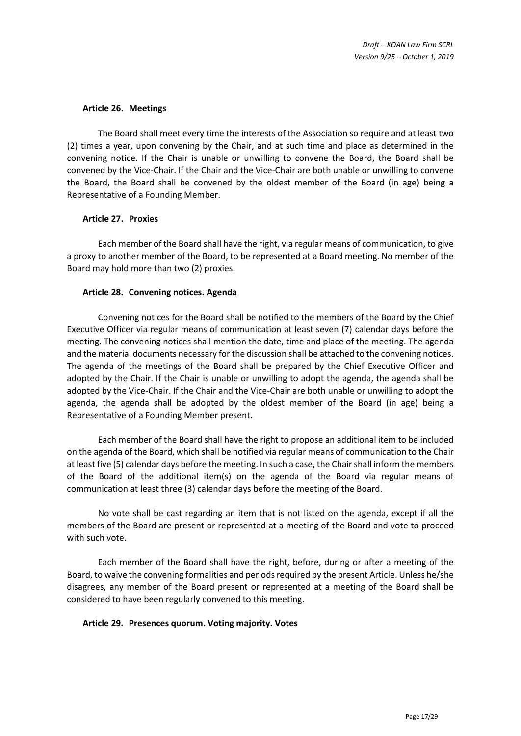#### Article 26. Meetings

The Board shall meet every time the interests of the Association so require and at least two (2) times a year, upon convening by the Chair, and at such time and place as determined in the convening notice. If the Chair is unable or unwilling to convene the Board, the Board shall be convened by the Vice-Chair. If the Chair and the Vice-Chair are both unable or unwilling to convene the Board, the Board shall be convened by the oldest member of the Board (in age) being a Representative of a Founding Member.

#### Article 27. Proxies

Each member of the Board shall have the right, via regular means of communication, to give a proxy to another member of the Board, to be represented at a Board meeting. No member of the Board may hold more than two (2) proxies.

#### Article 28. Convening notices. Agenda

Convening notices for the Board shall be notified to the members of the Board by the Chief Executive Officer via regular means of communication at least seven (7) calendar days before the meeting. The convening notices shall mention the date, time and place of the meeting. The agenda and the material documents necessary for the discussion shall be attached to the convening notices. The agenda of the meetings of the Board shall be prepared by the Chief Executive Officer and adopted by the Chair. If the Chair is unable or unwilling to adopt the agenda, the agenda shall be adopted by the Vice-Chair. If the Chair and the Vice-Chair are both unable or unwilling to adopt the agenda, the agenda shall be adopted by the oldest member of the Board (in age) being a Representative of a Founding Member present.

Each member of the Board shall have the right to propose an additional item to be included on the agenda of the Board, which shall be notified via regular means of communication to the Chair at least five (5) calendar days before the meeting. In such a case, the Chair shall inform the members of the Board of the additional item(s) on the agenda of the Board via regular means of communication at least three (3) calendar days before the meeting of the Board.

No vote shall be cast regarding an item that is not listed on the agenda, except if all the members of the Board are present or represented at a meeting of the Board and vote to proceed with such vote.

Each member of the Board shall have the right, before, during or after a meeting of the Board, to waive the convening formalities and periods required by the present Article. Unless he/she disagrees, any member of the Board present or represented at a meeting of the Board shall be considered to have been regularly convened to this meeting.

#### Article 29. Presences quorum. Voting majority. Votes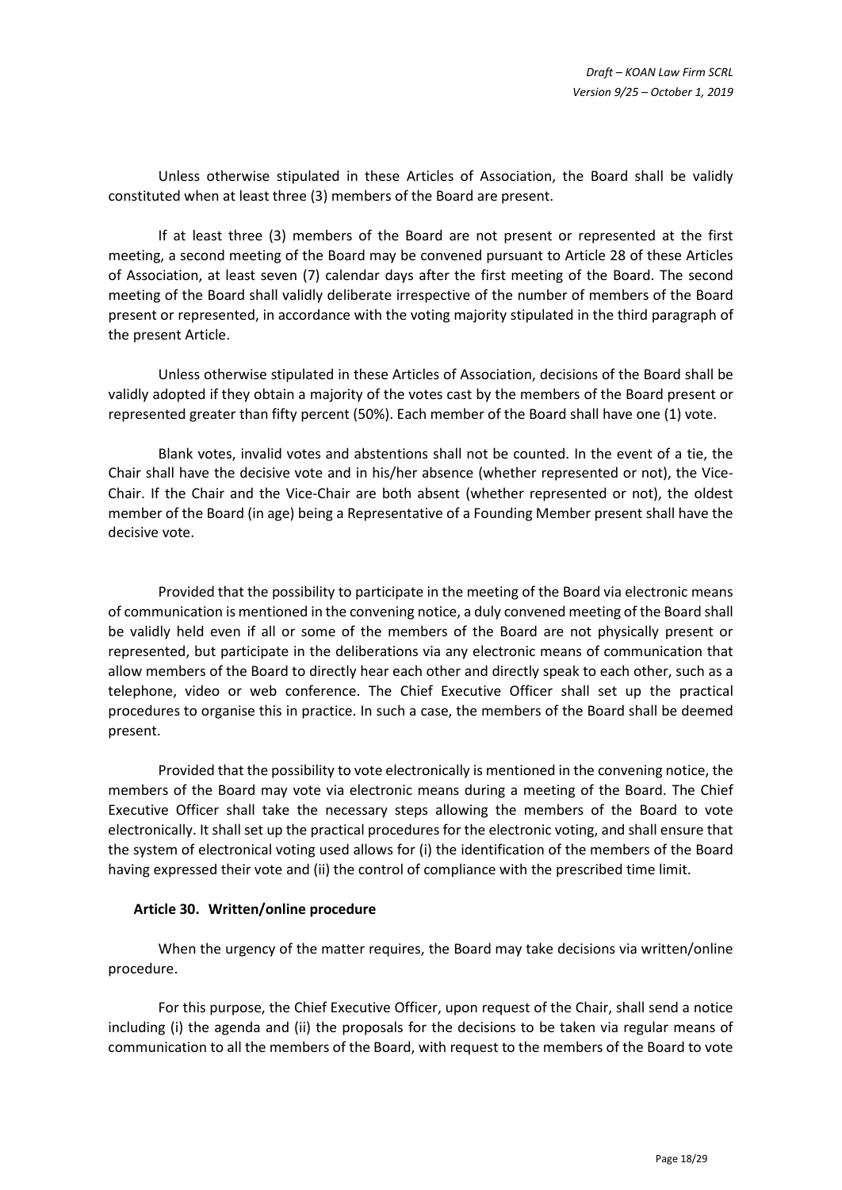Unless otherwise stipulated in these Articles of Association, the Board shall be validly constituted when at least three (3) members of the Board are present.

If at least three (3) members of the Board are not present or represented at the first meeting, a second meeting of the Board may be convened pursuant to Article 28 of these Articles of Association, at least seven (7) calendar days after the first meeting of the Board. The second meeting of the Board shall validly deliberate irrespective of the number of members of the Board present or represented, in accordance with the voting majority stipulated in the third paragraph of the present Article.

Unless otherwise stipulated in these Articles of Association, decisions of the Board shall be validly adopted if they obtain a majority of the votes cast by the members of the Board present or represented greater than fifty percent (50%). Each member of the Board shall have one (1) vote.

Blank votes, invalid votes and abstentions shall not be counted. In the event of a tie, the Chair shall have the decisive vote and in his/her absence (whether represented or not), the Vice-Chair. If the Chair and the Vice-Chair are both absent (whether represented or not), the oldest member of the Board (in age) being a Representative of a Founding Member present shall have the decisive vote.

Provided that the possibility to participate in the meeting of the Board via electronic means of communication is mentioned in the convening notice, a duly convened meeting of the Board shall be validly held even if all or some of the members of the Board are not physically present or represented, but participate in the deliberations via any electronic means of communication that allow members of the Board to directly hear each other and directly speak to each other, such as a telephone, video or web conference. The Chief Executive Officer shall set up the practical procedures to organise this in practice. In such a case, the members of the Board shall be deemed present.

Provided that the possibility to vote electronically is mentioned in the convening notice, the members of the Board may vote via electronic means during a meeting of the Board. The Chief Executive Officer shall take the necessary steps allowing the members of the Board to vote electronically. It shall set up the practical procedures for the electronic voting, and shall ensure that the system of electronical voting used allows for (i) the identification of the members of the Board having expressed their vote and (ii) the control of compliance with the prescribed time limit.

### Article 30. Written/online procedure

When the urgency of the matter requires, the Board may take decisions via written/online procedure.

For this purpose, the Chief Executive Officer, upon request of the Chair, shall send a notice including (i) the agenda and (ii) the proposals for the decisions to be taken via regular means of communication to all the members of the Board, with request to the members of the Board to vote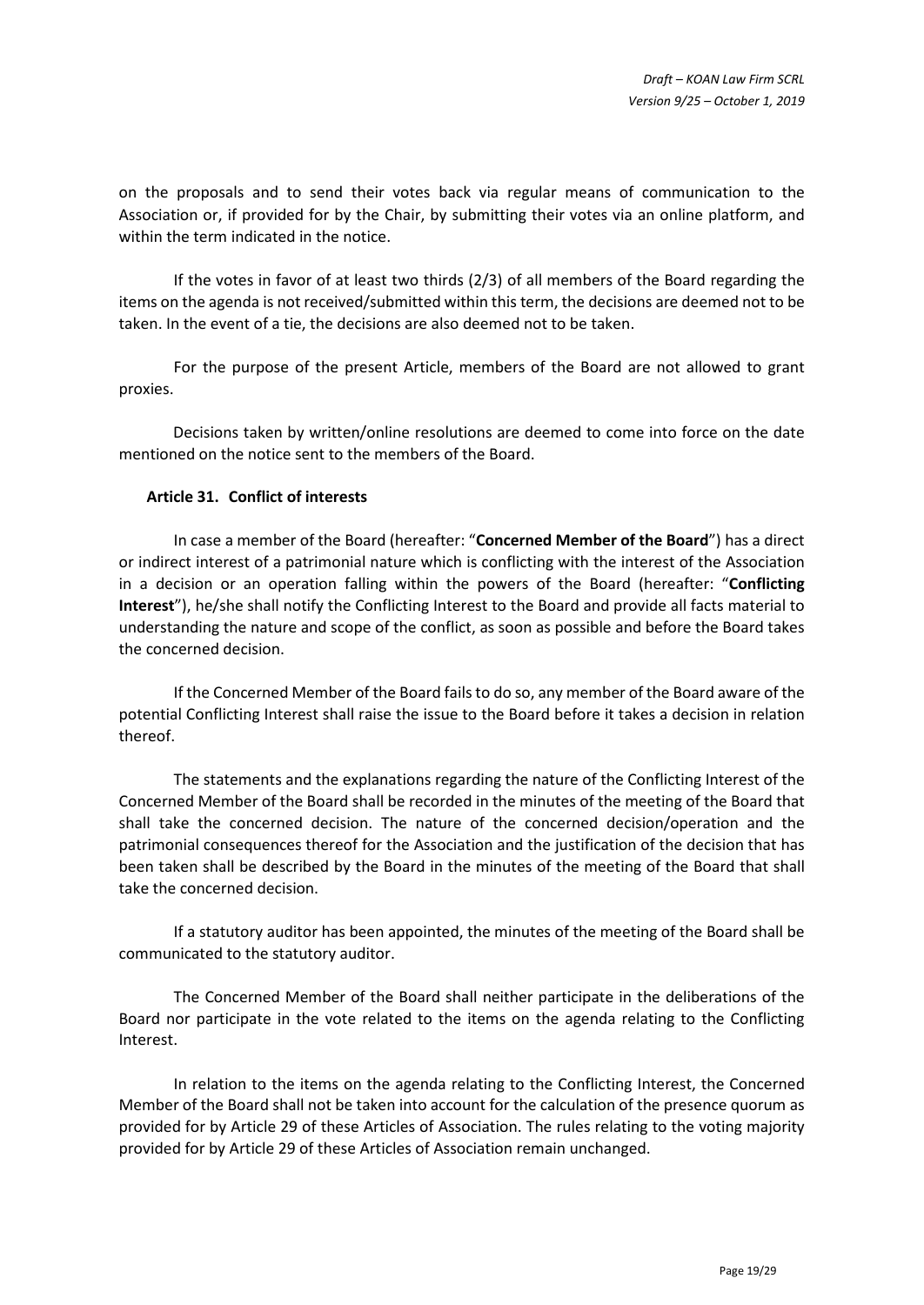on the proposals and to send their votes back via regular means of communication to the Association or, if provided for by the Chair, by submitting their votes via an online platform, and within the term indicated in the notice.

If the votes in favor of at least two thirds (2/3) of all members of the Board regarding the items on the agenda is not received/submitted within this term, the decisions are deemed not to be taken. In the event of a tie, the decisions are also deemed not to be taken.

For the purpose of the present Article, members of the Board are not allowed to grant proxies.

Decisions taken by written/online resolutions are deemed to come into force on the date mentioned on the notice sent to the members of the Board.

### Article 31. Conflict of interests

In case a member of the Board (hereafter: "**Concerned Member of the Board**") has a direct or indirect interest of a patrimonial nature which is conflicting with the interest of the Association in a decision or an operation falling within the powers of the Board (hereafter: "**Conflicting Interest**"), he/she shall notify the Conflicting Interest to the Board and provide all facts material to understanding the nature and scope of the conflict, as soon as possible and before the Board takes the concerned decision.

If the Concerned Member of the Board fails to do so, any member of the Board aware of the potential Conflicting Interest shall raise the issue to the Board before it takes a decision in relation thereof.

The statements and the explanations regarding the nature of the Conflicting Interest of the Concerned Member of the Board shall be recorded in the minutes of the meeting of the Board that shall take the concerned decision. The nature of the concerned decision/operation and the patrimonial consequences thereof for the Association and the justification of the decision that has been taken shall be described by the Board in the minutes of the meeting of the Board that shall take the concerned decision.

If a statutory auditor has been appointed, the minutes of the meeting of the Board shall be communicated to the statutory auditor.

The Concerned Member of the Board shall neither participate in the deliberations of the Board nor participate in the vote related to the items on the agenda relating to the Conflicting Interest.

In relation to the items on the agenda relating to the Conflicting Interest, the Concerned Member of the Board shall not be taken into account for the calculation of the presence quorum as provided for by Article 29 of these Articles of Association. The rules relating to the voting majority provided for by Article 29 of these Articles of Association remain unchanged.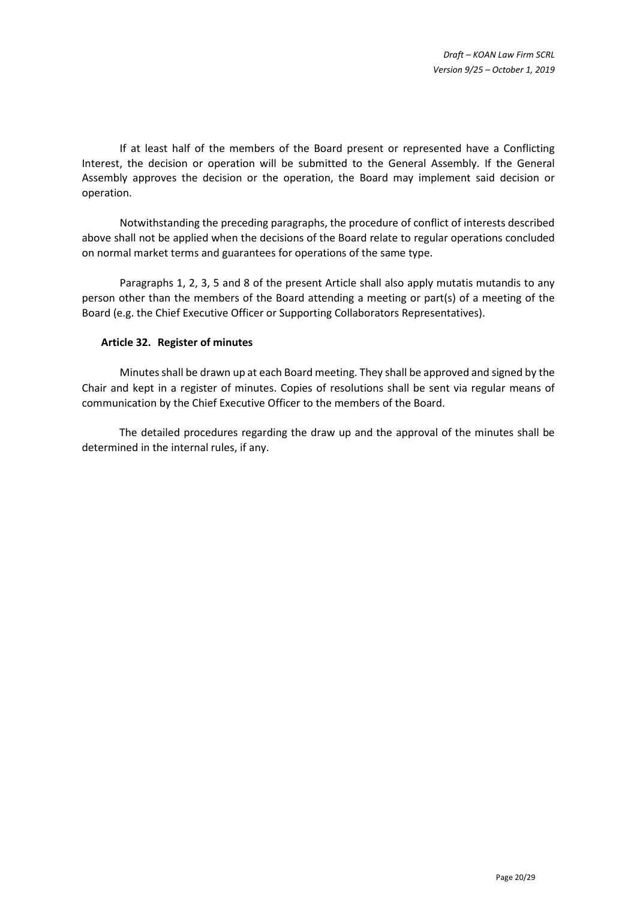If at least half of the members of the Board present or represented have a Conflicting Interest, the decision or operation will be submitted to the General Assembly. If the General Assembly approves the decision or the operation, the Board may implement said decision or operation.

Notwithstanding the preceding paragraphs, the procedure of conflict of interests described above shall not be applied when the decisions of the Board relate to regular operations concluded on normal market terms and guarantees for operations of the same type.

Paragraphs 1, 2, 3, 5 and 8 of the present Article shall also apply mutatis mutandis to any person other than the members of the Board attending a meeting or part(s) of a meeting of the Board (e.g. the Chief Executive Officer or Supporting Collaborators Representatives).

### Article 32. Register of minutes

Minutes shall be drawn up at each Board meeting. They shall be approved and signed by the Chair and kept in a register of minutes. Copies of resolutions shall be sent via regular means of communication by the Chief Executive Officer to the members of the Board.

The detailed procedures regarding the draw up and the approval of the minutes shall be determined in the internal rules, if any.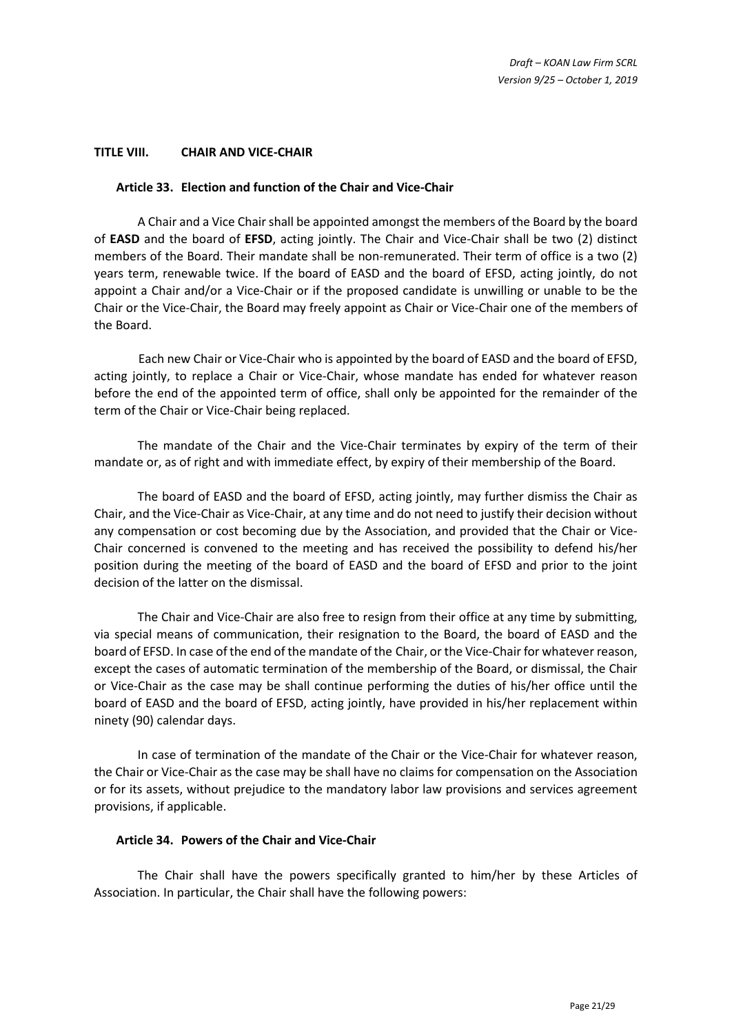## TITLE VIII. CHAIR AND VICE-CHAIR

### Article 33. Election and function of the Chair and Vice-Chair

A Chair and a Vice Chair shall be appointed amongst the members of the Board by the board of **EASD** and the board of **EFSD**, acting jointly. The Chair and Vice-Chair shall be two (2) distinct members of the Board. Their mandate shall be non-remunerated. Their term of office is a two (2) years term, renewable twice. If the board of EASD and the board of EFSD, acting jointly, do not appoint a Chair and/or a Vice-Chair or if the proposed candidate is unwilling or unable to be the Chair or the Vice-Chair, the Board may freely appoint as Chair or Vice-Chair one of the members of the Board.

Each new Chair or Vice-Chair who is appointed by the board of EASD and the board of EFSD, acting jointly, to replace a Chair or Vice-Chair, whose mandate has ended for whatever reason before the end of the appointed term of office, shall only be appointed for the remainder of the term of the Chair or Vice-Chair being replaced.

The mandate of the Chair and the Vice-Chair terminates by expiry of the term of their mandate or, as of right and with immediate effect, by expiry of their membership of the Board.

The board of EASD and the board of EFSD, acting jointly, may further dismiss the Chair as Chair, and the Vice-Chair as Vice-Chair, at any time and do not need to justify their decision without any compensation or cost becoming due by the Association, and provided that the Chair or Vice-Chair concerned is convened to the meeting and has received the possibility to defend his/her position during the meeting of the board of EASD and the board of EFSD and prior to the joint decision of the latter on the dismissal.

The Chair and Vice-Chair are also free to resign from their office at any time by submitting, via special means of communication, their resignation to the Board, the board of EASD and the board of EFSD. In case of the end of the mandate of the Chair, or the Vice-Chair for whatever reason, except the cases of automatic termination of the membership of the Board, or dismissal, the Chair or Vice-Chair as the case may be shall continue performing the duties of his/her office until the board of EASD and the board of EFSD, acting jointly, have provided in his/her replacement within ninety (90) calendar days.

In case of termination of the mandate of the Chair or the Vice-Chair for whatever reason, the Chair or Vice-Chair as the case may be shall have no claims for compensation on the Association or for its assets, without prejudice to the mandatory labor law provisions and services agreement provisions, if applicable.

### Article 34. Powers of the Chair and Vice-Chair

The Chair shall have the powers specifically granted to him/her by these Articles of Association. In particular, the Chair shall have the following powers: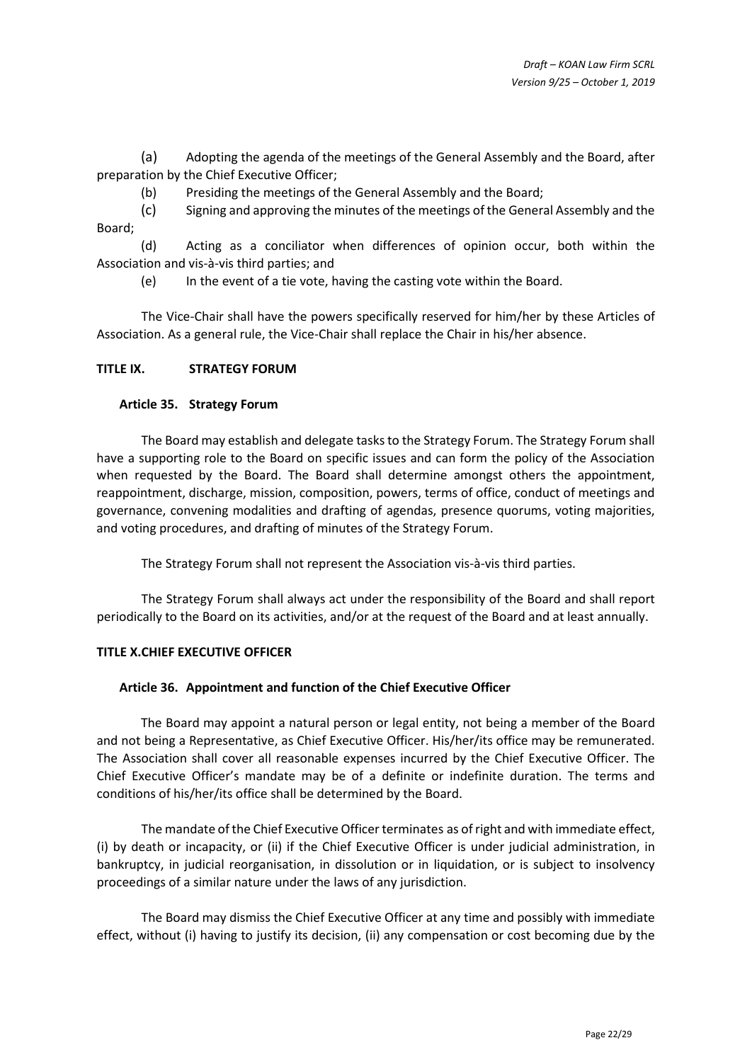(a) Adopting the agenda of the meetings of the General Assembly and the Board, after preparation by the Chief Executive Officer;

(b) Presiding the meetings of the General Assembly and the Board;

(c) Signing and approving the minutes of the meetings of the General Assembly and the Board;

(d) Acting as a conciliator when differences of opinion occur, both within the Association and vis-à-vis third parties; and

(e) In the event of a tie vote, having the casting vote within the Board.

The Vice-Chair shall have the powers specifically reserved for him/her by these Articles of Association. As a general rule, the Vice-Chair shall replace the Chair in his/her absence.

## TITLE IX. STRATEGY FORUM

### Article 35. Strategy Forum

The Board may establish and delegate tasks to the Strategy Forum. The Strategy Forum shall have a supporting role to the Board on specific issues and can form the policy of the Association when requested by the Board. The Board shall determine amongst others the appointment, reappointment, discharge, mission, composition, powers, terms of office, conduct of meetings and governance, convening modalities and drafting of agendas, presence quorums, voting majorities, and voting procedures, and drafting of minutes of the Strategy Forum.

The Strategy Forum shall not represent the Association vis-à-vis third parties.

The Strategy Forum shall always act under the responsibility of the Board and shall report periodically to the Board on its activities, and/or at the request of the Board and at least annually.

## TITLE X.CHIEF EXECUTIVE OFFICER

### Article 36. Appointment and function of the Chief Executive Officer

The Board may appoint a natural person or legal entity, not being a member of the Board and not being a Representative, as Chief Executive Officer. His/her/its office may be remunerated. The Association shall cover all reasonable expenses incurred by the Chief Executive Officer. The Chief Executive Officer's mandate may be of a definite or indefinite duration. The terms and conditions of his/her/its office shall be determined by the Board.

The mandate of the Chief Executive Officer terminates as of right and with immediate effect, (i) by death or incapacity, or (ii) if the Chief Executive Officer is under judicial administration, in bankruptcy, in judicial reorganisation, in dissolution or in liquidation, or is subject to insolvency proceedings of a similar nature under the laws of any jurisdiction.

The Board may dismiss the Chief Executive Officer at any time and possibly with immediate effect, without (i) having to justify its decision, (ii) any compensation or cost becoming due by the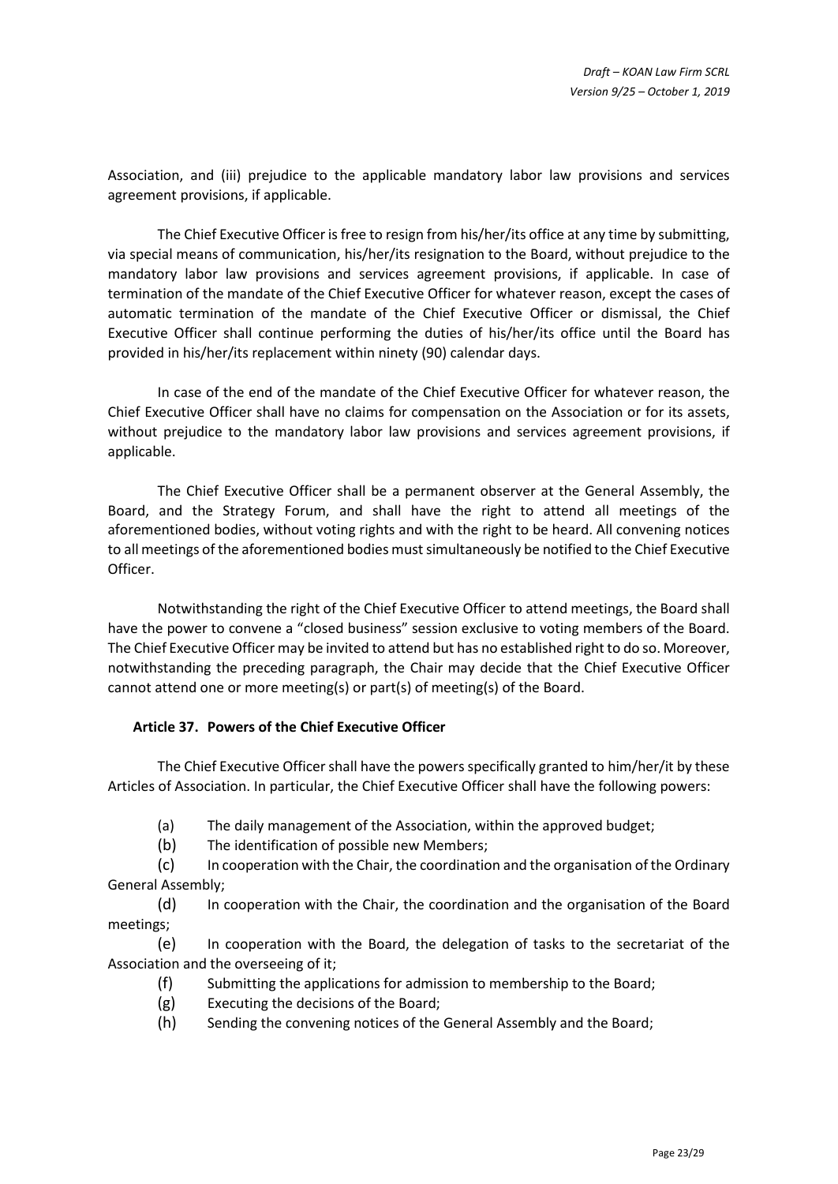Association, and (iii) prejudice to the applicable mandatory labor law provisions and services agreement provisions, if applicable.

The Chief Executive Officer is free to resign from his/her/its office at any time by submitting, via special means of communication, his/her/its resignation to the Board, without prejudice to the mandatory labor law provisions and services agreement provisions, if applicable. In case of termination of the mandate of the Chief Executive Officer for whatever reason, except the cases of automatic termination of the mandate of the Chief Executive Officer or dismissal, the Chief Executive Officer shall continue performing the duties of his/her/its office until the Board has provided in his/her/its replacement within ninety (90) calendar days.

In case of the end of the mandate of the Chief Executive Officer for whatever reason, the Chief Executive Officer shall have no claims for compensation on the Association or for its assets, without prejudice to the mandatory labor law provisions and services agreement provisions, if applicable.

The Chief Executive Officer shall be a permanent observer at the General Assembly, the Board, and the Strategy Forum, and shall have the right to attend all meetings of the aforementioned bodies, without voting rights and with the right to be heard. All convening notices to all meetings of the aforementioned bodies must simultaneously be notified to the Chief Executive Officer.

Notwithstanding the right of the Chief Executive Officer to attend meetings, the Board shall have the power to convene a "closed business" session exclusive to voting members of the Board. The Chief Executive Officer may be invited to attend but has no established right to do so. Moreover, notwithstanding the preceding paragraph, the Chair may decide that the Chief Executive Officer cannot attend one or more meeting(s) or part(s) of meeting(s) of the Board.

### Article 37. Powers of the Chief Executive Officer

The Chief Executive Officer shall have the powers specifically granted to him/her/it by these Articles of Association. In particular, the Chief Executive Officer shall have the following powers:

(a) The daily management of the Association, within the approved budget;

(b) The identification of possible new Members;

(c) In cooperation with the Chair, the coordination and the organisation of the Ordinary General Assembly;

(d) In cooperation with the Chair, the coordination and the organisation of the Board meetings;

(e) In cooperation with the Board, the delegation of tasks to the secretariat of the Association and the overseeing of it;

(f) Submitting the applications for admission to membership to the Board;

(g) Executing the decisions of the Board;

(h) Sending the convening notices of the General Assembly and the Board;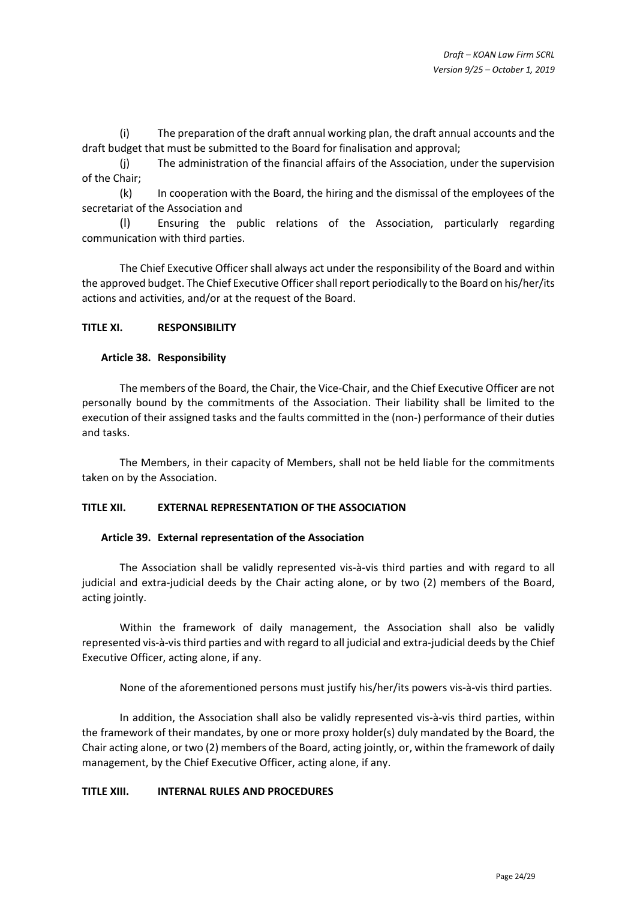(i) The preparation of the draft annual working plan, the draft annual accounts and the draft budget that must be submitted to the Board for finalisation and approval;

(j) The administration of the financial affairs of the Association, under the supervision of the Chair;

(k) In cooperation with the Board, the hiring and the dismissal of the employees of the secretariat of the Association and

(l) Ensuring the public relations of the Association, particularly regarding communication with third parties.

The Chief Executive Officer shall always act under the responsibility of the Board and within the approved budget. The Chief Executive Officer shall report periodically to the Board on his/her/its actions and activities, and/or at the request of the Board.

## TITLE XI. RESPONSIBILITY

### Article 38. Responsibility

The members of the Board, the Chair, the Vice-Chair, and the Chief Executive Officer are not personally bound by the commitments of the Association. Their liability shall be limited to the execution of their assigned tasks and the faults committed in the (non-) performance of their duties and tasks.

The Members, in their capacity of Members, shall not be held liable for the commitments taken on by the Association.

## TITLE XII. EXTERNAL REPRESENTATION OF THE ASSOCIATION

### Article 39. External representation of the Association

The Association shall be validly represented vis-à-vis third parties and with regard to all judicial and extra-judicial deeds by the Chair acting alone, or by two (2) members of the Board, acting jointly.

Within the framework of daily management, the Association shall also be validly represented vis-à-vis third parties and with regard to all judicial and extra-judicial deeds by the Chief Executive Officer, acting alone, if any.

None of the aforementioned persons must justify his/her/its powers vis-à-vis third parties.

In addition, the Association shall also be validly represented vis-à-vis third parties, within the framework of their mandates, by one or more proxy holder(s) duly mandated by the Board, the Chair acting alone, or two (2) members of the Board, acting jointly, or, within the framework of daily management, by the Chief Executive Officer, acting alone, if any.

## TITLE XIII. INTERNAL RULES AND PROCEDURES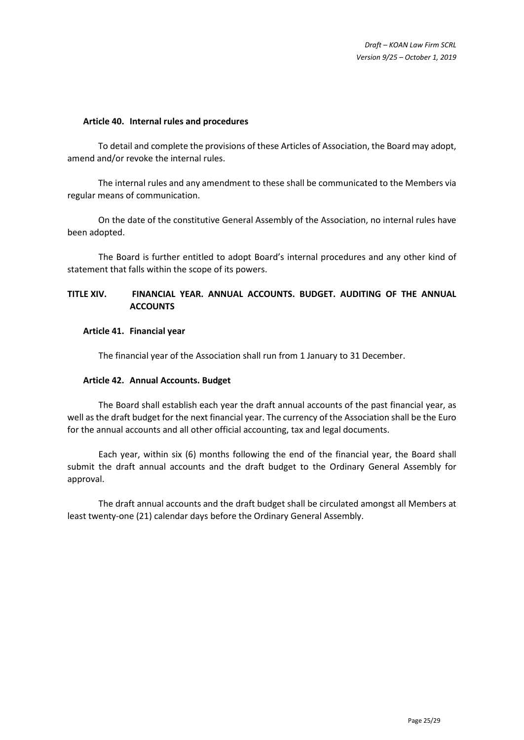### Article 40. Internal rules and procedures

To detail and complete the provisions of these Articles of Association, the Board may adopt, amend and/or revoke the internal rules.

The internal rules and any amendment to these shall be communicated to the Members via regular means of communication.

On the date of the constitutive General Assembly of the Association, no internal rules have been adopted.

The Board is further entitled to adopt Board's internal procedures and any other kind of statement that falls within the scope of its powers.

## TITLE XIV. FINANCIAL YEAR. ANNUAL ACCOUNTS. BUDGET. AUDITING OF THE ANNUAL ACCOUNTS

### Article 41. Financial year

The financial year of the Association shall run from 1 January to 31 December.

### Article 42. Annual Accounts. Budget

The Board shall establish each year the draft annual accounts of the past financial year, as well as the draft budget for the next financial year. The currency of the Association shall be the Euro for the annual accounts and all other official accounting, tax and legal documents.

Each year, within six (6) months following the end of the financial year, the Board shall submit the draft annual accounts and the draft budget to the Ordinary General Assembly for approval.

The draft annual accounts and the draft budget shall be circulated amongst all Members at least twenty-one (21) calendar days before the Ordinary General Assembly.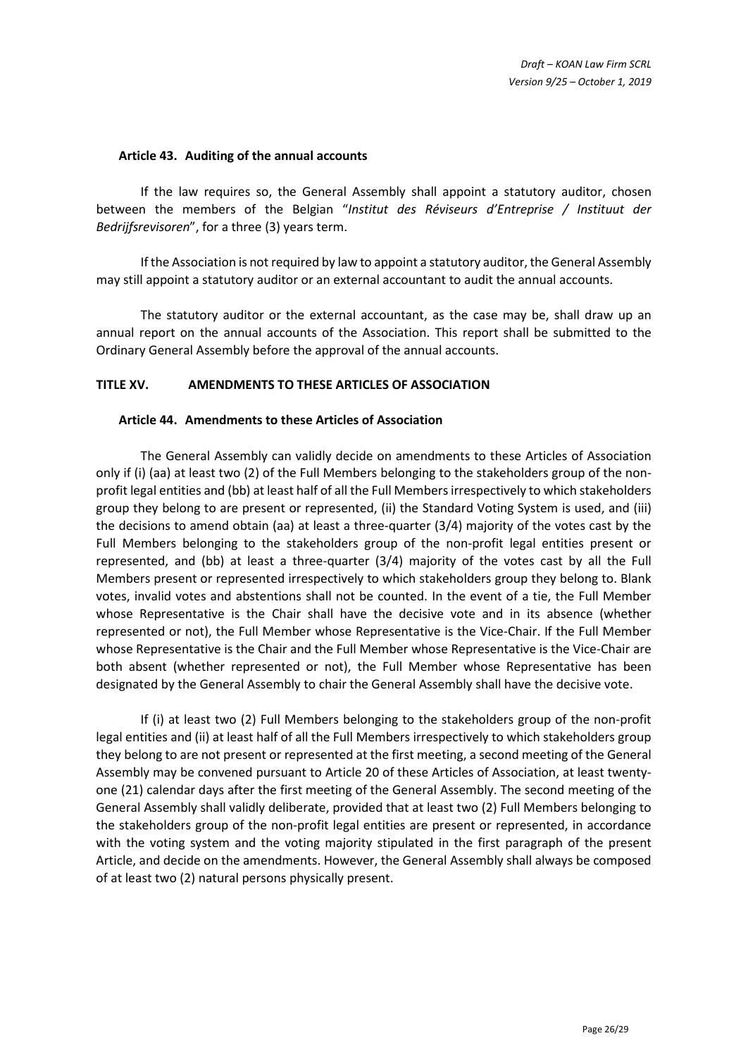### Article 43. Auditing of the annual accounts

If the law requires so, the General Assembly shall appoint a statutory auditor, chosen between the members of the Belgian "*Institut des Réviseurs d'Entreprise / Instituut der Bedrijfsrevisoren*", for a three (3) years term.

If the Association is not required by law to appoint a statutory auditor, the General Assembly may still appoint a statutory auditor or an external accountant to audit the annual accounts.

The statutory auditor or the external accountant, as the case may be, shall draw up an annual report on the annual accounts of the Association. This report shall be submitted to the Ordinary General Assembly before the approval of the annual accounts.

## TITLE XV. AMENDMENTS TO THESE ARTICLES OF ASSOCIATION

### Article 44. Amendments to these Articles of Association

The General Assembly can validly decide on amendments to these Articles of Association only if (i) (aa) at least two (2) of the Full Members belonging to the stakeholders group of the non-profit legal entities and (bb) at least half of all the Full Members irrespectively to which stakeholders group they belong to are present or represented, (ii) the Standard Voting System is used, and (iii) the decisions to amend obtain (aa) at least a three-quarter (3/4) majority of the votes cast by the Full Members belonging to the stakeholders group of the non-profit legal entities present or represented, and (bb) at least a three-quarter (3/4) majority of the votes cast by all the Full Members present or represented irrespectively to which stakeholders group they belong to. Blank votes, invalid votes and abstentions shall not be counted. In the event of a tie, the Full Member whose Representative is the Chair shall have the decisive vote and in its absence (whether represented or not), the Full Member whose Representative is the Vice-Chair. If the Full Member whose Representative is the Chair and the Full Member whose Representative is the Vice-Chair are both absent (whether represented or not), the Full Member whose Representative has been designated by the General Assembly to chair the General Assembly shall have the decisive vote.

If (i) at least two (2) Full Members belonging to the stakeholders group of the non-profit legal entities and (ii) at least half of all the Full Members irrespectively to which stakeholders group they belong to are not present or represented at the first meeting, a second meeting of the General Assembly may be convened pursuant to Article 20 of these Articles of Association, at least twenty-one (21) calendar days after the first meeting of the General Assembly. The second meeting of the General Assembly shall validly deliberate, provided that at least two (2) Full Members belonging to the stakeholders group of the non-profit legal entities are present or represented, in accordance with the voting system and the voting majority stipulated in the first paragraph of the present Article, and decide on the amendments. However, the General Assembly shall always be composed of at least two (2) natural persons physically present.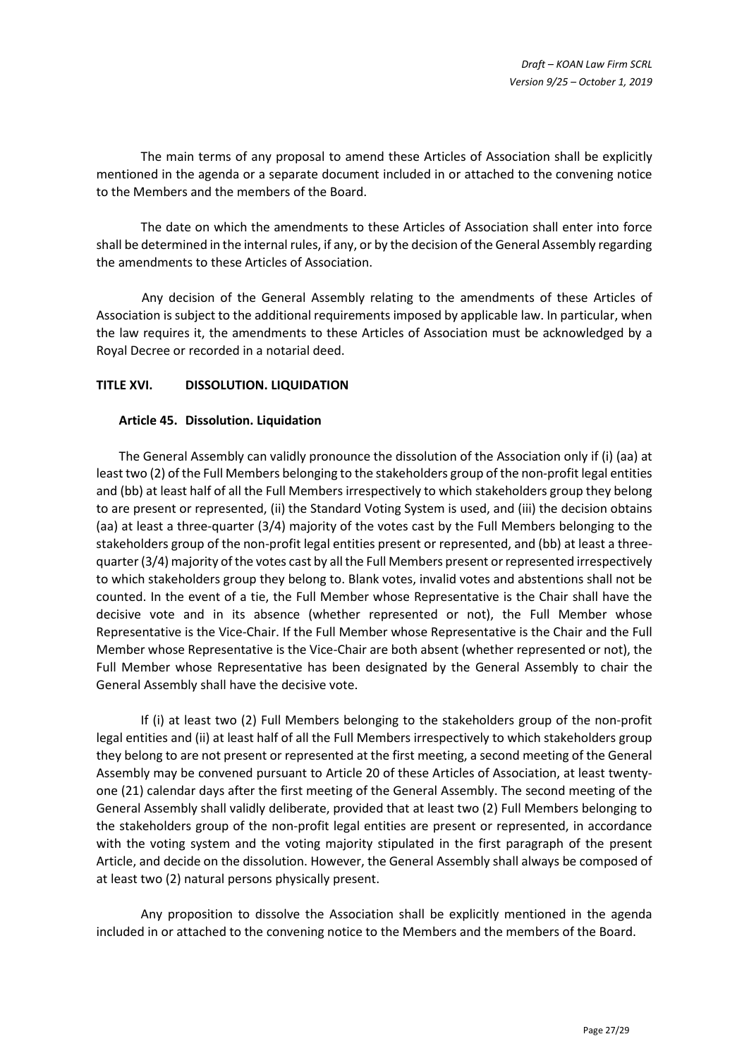The main terms of any proposal to amend these Articles of Association shall be explicitly mentioned in the agenda or a separate document included in or attached to the convening notice to the Members and the members of the Board.

The date on which the amendments to these Articles of Association shall enter into force shall be determined in the internal rules, if any, or by the decision of the General Assembly regarding the amendments to these Articles of Association.

Any decision of the General Assembly relating to the amendments of these Articles of Association is subject to the additional requirements imposed by applicable law. In particular, when the law requires it, the amendments to these Articles of Association must be acknowledged by a Royal Decree or recorded in a notarial deed.

## TITLE XVI. DISSOLUTION. LIQUIDATION

### Article 45. Dissolution. Liquidation

The General Assembly can validly pronounce the dissolution of the Association only if (i) (aa) at least two (2) of the Full Members belonging to the stakeholders group of the non-profit legal entities and (bb) at least half of all the Full Members irrespectively to which stakeholders group they belong to are present or represented, (ii) the Standard Voting System is used, and (iii) the decision obtains (aa) at least a three-quarter (3/4) majority of the votes cast by the Full Members belonging to the stakeholders group of the non-profit legal entities present or represented, and (bb) at least a three-quarter (3/4) majority of the votes cast by all the Full Members present or represented irrespectively to which stakeholders group they belong to. Blank votes, invalid votes and abstentions shall not be counted. In the event of a tie, the Full Member whose Representative is the Chair shall have the decisive vote and in its absence (whether represented or not), the Full Member whose Representative is the Vice-Chair. If the Full Member whose Representative is the Chair and the Full Member whose Representative is the Vice-Chair are both absent (whether represented or not), the Full Member whose Representative has been designated by the General Assembly to chair the General Assembly shall have the decisive vote.

If (i) at least two (2) Full Members belonging to the stakeholders group of the non-profit legal entities and (ii) at least half of all the Full Members irrespectively to which stakeholders group they belong to are not present or represented at the first meeting, a second meeting of the General Assembly may be convened pursuant to Article 20 of these Articles of Association, at least twenty-one (21) calendar days after the first meeting of the General Assembly. The second meeting of the General Assembly shall validly deliberate, provided that at least two (2) Full Members belonging to the stakeholders group of the non-profit legal entities are present or represented, in accordance with the voting system and the voting majority stipulated in the first paragraph of the present Article, and decide on the dissolution. However, the General Assembly shall always be composed of at least two (2) natural persons physically present.

Any proposition to dissolve the Association shall be explicitly mentioned in the agenda included in or attached to the convening notice to the Members and the members of the Board.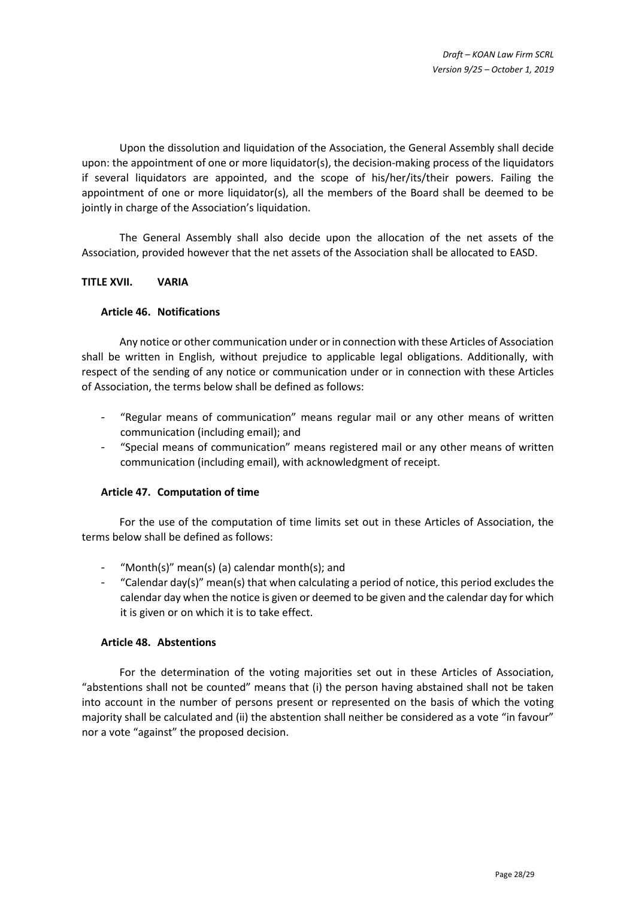Upon the dissolution and liquidation of the Association, the General Assembly shall decide upon: the appointment of one or more liquidator(s), the decision-making process of the liquidators if several liquidators are appointed, and the scope of his/her/its/their powers. Failing the appointment of one or more liquidator(s), all the members of the Board shall be deemed to be jointly in charge of the Association's liquidation.

The General Assembly shall also decide upon the allocation of the net assets of the Association, provided however that the net assets of the Association shall be allocated to EASD.

## TITLE XVII. VARIA

### Article 46. Notifications

Any notice or other communication under or in connection with these Articles of Association shall be written in English, without prejudice to applicable legal obligations. Additionally, with respect of the sending of any notice or communication under or in connection with these Articles of Association, the terms below shall be defined as follows:

- "Regular means of communication" means regular mail or any other means of written communication (including email); and
- "Special means of communication" means registered mail or any other means of written communication (including email), with acknowledgment of receipt.

### Article 47. Computation of time

For the use of the computation of time limits set out in these Articles of Association, the terms below shall be defined as follows:

- "Month(s)" mean(s) (a) calendar month(s); and
- "Calendar day(s)" mean(s) that when calculating a period of notice, this period excludes the calendar day when the notice is given or deemed to be given and the calendar day for which it is given or on which it is to take effect.

### Article 48. Abstentions

For the determination of the voting majorities set out in these Articles of Association, "abstentions shall not be counted" means that (i) the person having abstained shall not be taken into account in the number of persons present or represented on the basis of which the voting majority shall be calculated and (ii) the abstention shall neither be considered as a vote "in favour" nor a vote "against" the proposed decision.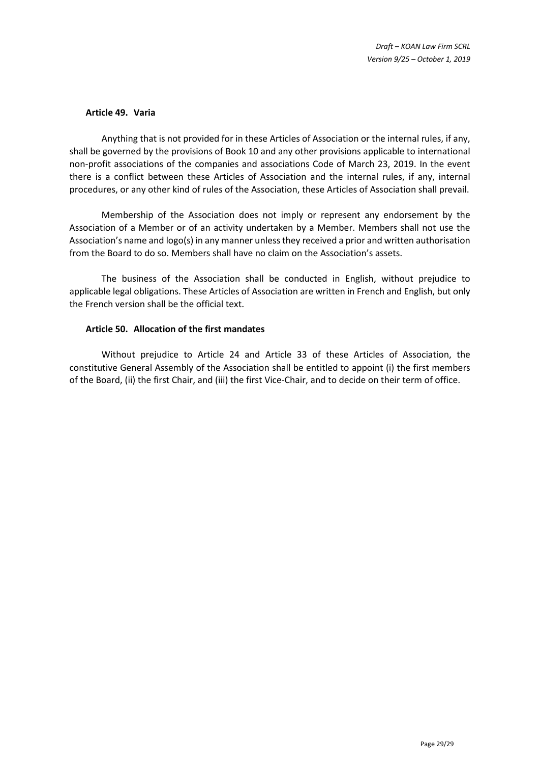### Article 49. Varia

Anything that is not provided for in these Articles of Association or the internal rules, if any, shall be governed by the provisions of Book 10 and any other provisions applicable to international non-profit associations of the companies and associations Code of March 23, 2019. In the event there is a conflict between these Articles of Association and the internal rules, if any, internal procedures, or any other kind of rules of the Association, these Articles of Association shall prevail.

Membership of the Association does not imply or represent any endorsement by the Association of a Member or of an activity undertaken by a Member. Members shall not use the Association's name and logo(s) in any manner unless they received a prior and written authorisation from the Board to do so. Members shall have no claim on the Association's assets.

The business of the Association shall be conducted in English, without prejudice to applicable legal obligations. These Articles of Association are written in French and English, but only the French version shall be the official text.

### Article 50. Allocation of the first mandates

Without prejudice to Article 24 and Article 33 of these Articles of Association, the constitutive General Assembly of the Association shall be entitled to appoint (i) the first members of the Board, (ii) the first Chair, and (iii) the first Vice-Chair, and to decide on their term of office.